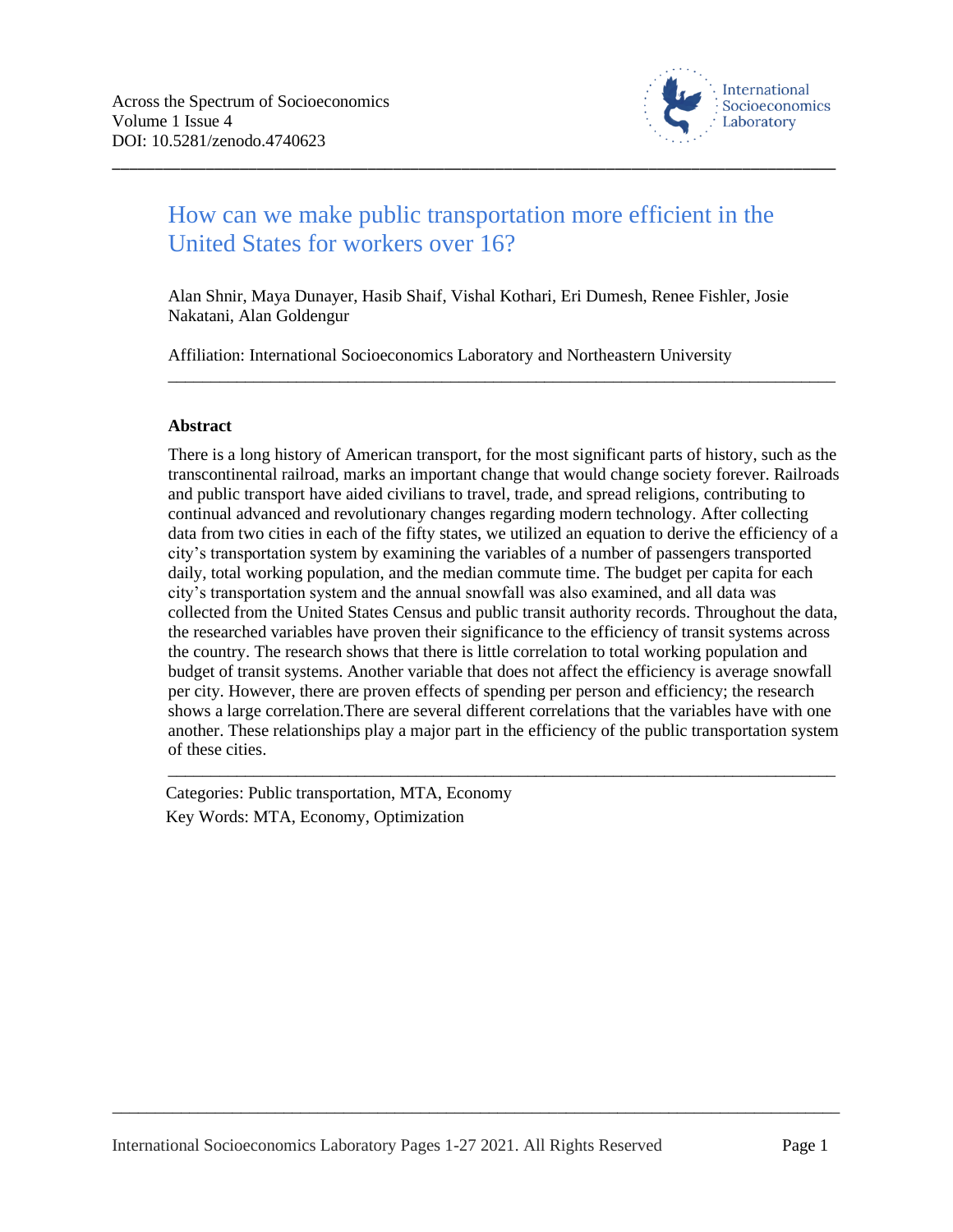Across the Spectrum of Socioeconomics
Volume 1 Issue 4
DOI: 10.5281/zenodo.4740623

# How can we make public transportation more efficient in the United States for workers over 16?

Alan Shnir, Maya Dunayer, Hasib Shaif, Vishal Kothari, Eri Dumesh, Renee Fishler, Josie Nakatani, Alan Goldengur

Affiliation: International Socioeconomics Laboratory and Northeastern University

---

**Abstract**

There is a long history of American transport, for the most significant parts of history, such as the transcontinental railroad, marks an important change that would change society forever. Railroads and public transport have aided civilians to travel, trade, and spread religions, contributing to continual advanced and revolutionary changes regarding modern technology. After collecting data from two cities in each of the fifty states, we utilized an equation to derive the efficiency of a city's transportation system by examining the variables of a number of passengers transported daily, total working population, and the median commute time. The budget per capita for each city's transportation system and the annual snowfall was also examined, and all data was collected from the United States Census and public transit authority records. Throughout the data, the researched variables have proven their significance to the efficiency of transit systems across the country. The research shows that there is little correlation to total working population and budget of transit systems. Another variable that does not affect the efficiency is average snowfall per city. However, there are proven effects of spending per person and efficiency; the research shows a large correlation.There are several different correlations that the variables have with one another. These relationships play a major part in the efficiency of the public transportation system of these cities.

---

Categories: Public transportation, MTA, Economy

Key Words: MTA, Economy, Optimization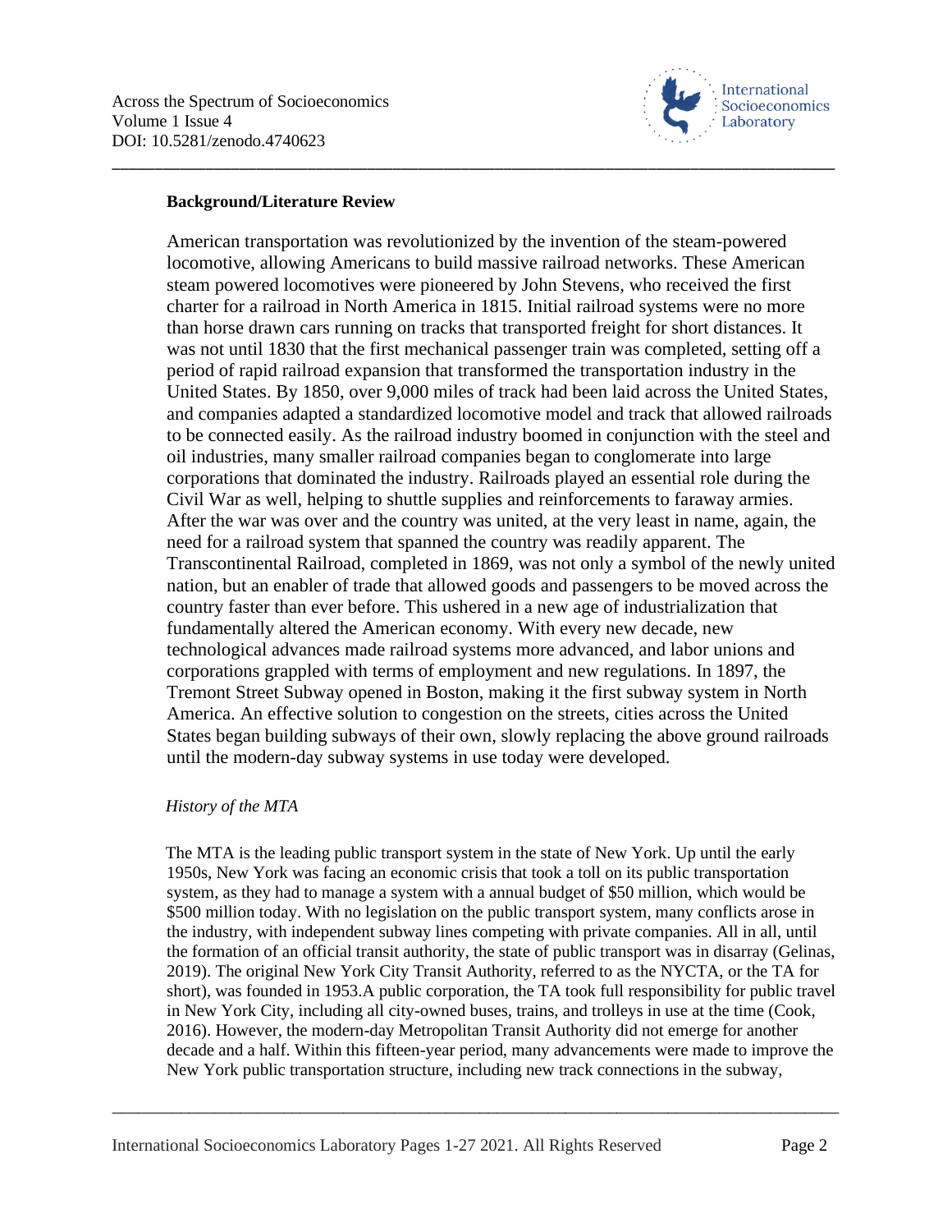**Background/Literature Review**

American transportation was revolutionized by the invention of the steam-powered locomotive, allowing Americans to build massive railroad networks. These American steam powered locomotives were pioneered by John Stevens, who received the first charter for a railroad in North America in 1815. Initial railroad systems were no more than horse drawn cars running on tracks that transported freight for short distances. It was not until 1830 that the first mechanical passenger train was completed, setting off a period of rapid railroad expansion that transformed the transportation industry in the United States. By 1850, over 9,000 miles of track had been laid across the United States, and companies adapted a standardized locomotive model and track that allowed railroads to be connected easily. As the railroad industry boomed in conjunction with the steel and oil industries, many smaller railroad companies began to conglomerate into large corporations that dominated the industry. Railroads played an essential role during the Civil War as well, helping to shuttle supplies and reinforcements to faraway armies. After the war was over and the country was united, at the very least in name, again, the need for a railroad system that spanned the country was readily apparent. The Transcontinental Railroad, completed in 1869, was not only a symbol of the newly united nation, but an enabler of trade that allowed goods and passengers to be moved across the country faster than ever before. This ushered in a new age of industrialization that fundamentally altered the American economy. With every new decade, new technological advances made railroad systems more advanced, and labor unions and corporations grappled with terms of employment and new regulations. In 1897, the Tremont Street Subway opened in Boston, making it the first subway system in North America. An effective solution to congestion on the streets, cities across the United States began building subways of their own, slowly replacing the above ground railroads until the modern-day subway systems in use today were developed.

*History of the MTA*

The MTA is the leading public transport system in the state of New York. Up until the early 1950s, New York was facing an economic crisis that took a toll on its public transportation system, as they had to manage a system with a annual budget of $50 million, which would be $500 million today. With no legislation on the public transport system, many conflicts arose in the industry, with independent subway lines competing with private companies. All in all, until the formation of an official transit authority, the state of public transport was in disarray (Gelinas, 2019). The original New York City Transit Authority, referred to as the NYCTA, or the TA for short), was founded in 1953.A public corporation, the TA took full responsibility for public travel in New York City, including all city-owned buses, trains, and trolleys in use at the time (Cook, 2016). However, the modern-day Metropolitan Transit Authority did not emerge for another decade and a half. Within this fifteen-year period, many advancements were made to improve the New York public transportation structure, including new track connections in the subway,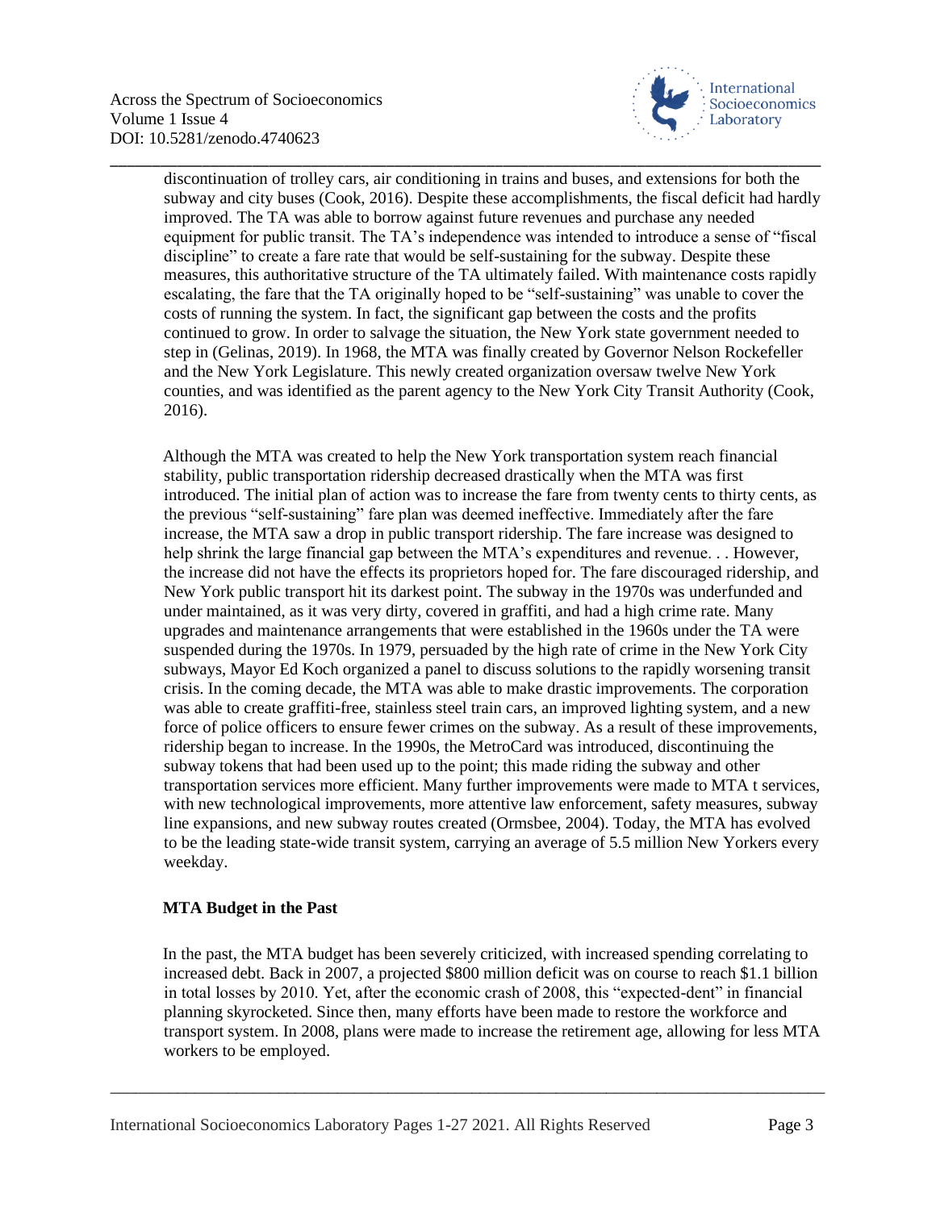discontinuation of trolley cars, air conditioning in trains and buses, and extensions for both the subway and city buses (Cook, 2016). Despite these accomplishments, the fiscal deficit had hardly improved. The TA was able to borrow against future revenues and purchase any needed equipment for public transit. The TA's independence was intended to introduce a sense of "fiscal discipline" to create a fare rate that would be self-sustaining for the subway. Despite these measures, this authoritative structure of the TA ultimately failed. With maintenance costs rapidly escalating, the fare that the TA originally hoped to be "self-sustaining" was unable to cover the costs of running the system. In fact, the significant gap between the costs and the profits continued to grow. In order to salvage the situation, the New York state government needed to step in (Gelinas, 2019). In 1968, the MTA was finally created by Governor Nelson Rockefeller and the New York Legislature. This newly created organization oversaw twelve New York counties, and was identified as the parent agency to the New York City Transit Authority (Cook, 2016).

Although the MTA was created to help the New York transportation system reach financial stability, public transportation ridership decreased drastically when the MTA was first introduced. The initial plan of action was to increase the fare from twenty cents to thirty cents, as the previous "self-sustaining" fare plan was deemed ineffective. Immediately after the fare increase, the MTA saw a drop in public transport ridership. The fare increase was designed to help shrink the large financial gap between the MTA's expenditures and revenue. . . However, the increase did not have the effects its proprietors hoped for. The fare discouraged ridership, and New York public transport hit its darkest point. The subway in the 1970s was underfunded and under maintained, as it was very dirty, covered in graffiti, and had a high crime rate. Many upgrades and maintenance arrangements that were established in the 1960s under the TA were suspended during the 1970s. In 1979, persuaded by the high rate of crime in the New York City subways, Mayor Ed Koch organized a panel to discuss solutions to the rapidly worsening transit crisis. In the coming decade, the MTA was able to make drastic improvements. The corporation was able to create graffiti-free, stainless steel train cars, an improved lighting system, and a new force of police officers to ensure fewer crimes on the subway. As a result of these improvements, ridership began to increase. In the 1990s, the MetroCard was introduced, discontinuing the subway tokens that had been used up to the point; this made riding the subway and other transportation services more efficient. Many further improvements were made to MTA t services, with new technological improvements, more attentive law enforcement, safety measures, subway line expansions, and new subway routes created (Ormsbee, 2004). Today, the MTA has evolved to be the leading state-wide transit system, carrying an average of 5.5 million New Yorkers every weekday.

## MTA Budget in the Past

In the past, the MTA budget has been severely criticized, with increased spending correlating to increased debt. Back in 2007, a projected $800 million deficit was on course to reach $1.1 billion in total losses by 2010. Yet, after the economic crash of 2008, this "expected-dent" in financial planning skyrocketed. Since then, many efforts have been made to restore the workforce and transport system. In 2008, plans were made to increase the retirement age, allowing for less MTA workers to be employed.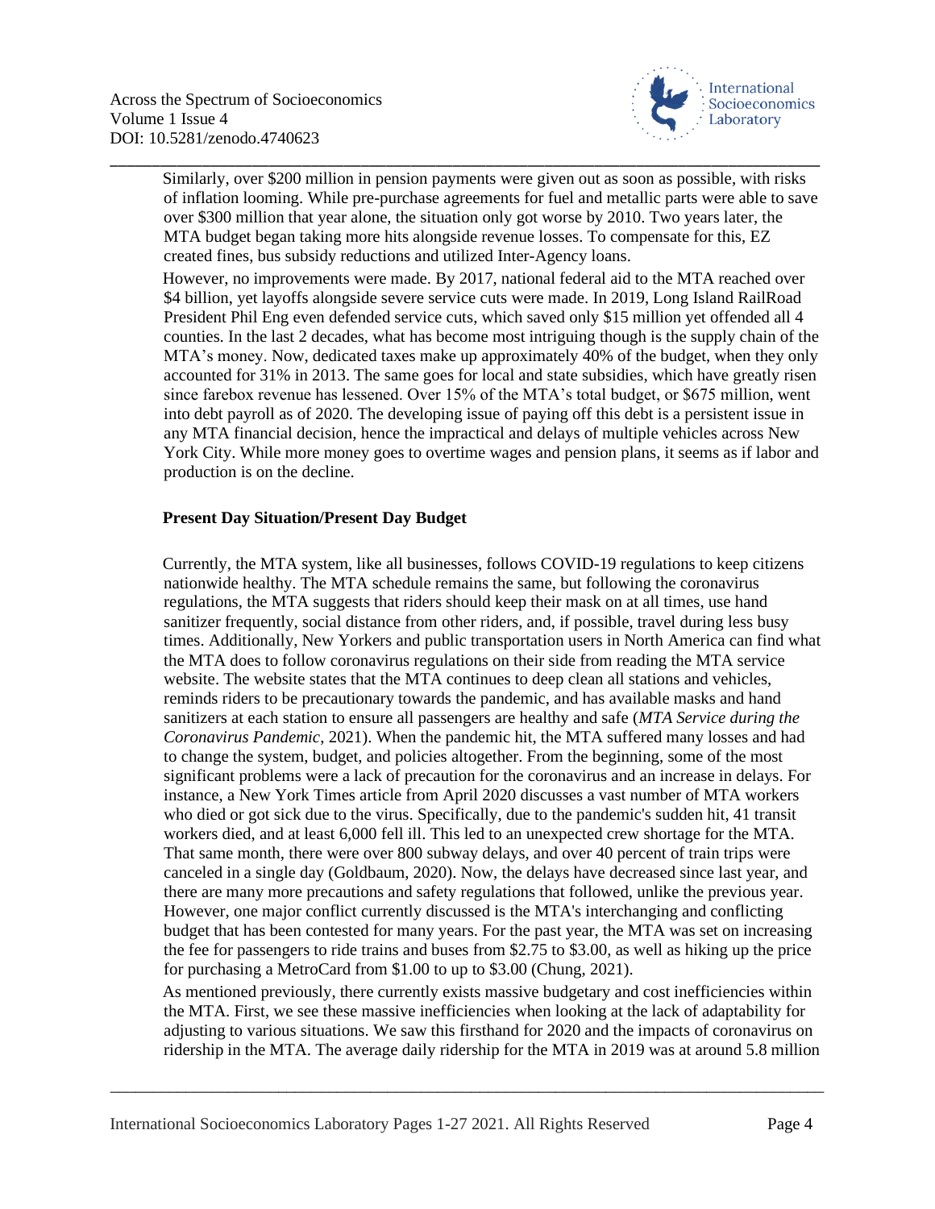Similarly, over $200 million in pension payments were given out as soon as possible, with risks of inflation looming. While pre-purchase agreements for fuel and metallic parts were able to save over $300 million that year alone, the situation only got worse by 2010. Two years later, the MTA budget began taking more hits alongside revenue losses. To compensate for this, EZ created fines, bus subsidy reductions and utilized Inter-Agency loans.

However, no improvements were made. By 2017, national federal aid to the MTA reached over $4 billion, yet layoffs alongside severe service cuts were made. In 2019, Long Island RailRoad President Phil Eng even defended service cuts, which saved only $15 million yet offended all 4 counties. In the last 2 decades, what has become most intriguing though is the supply chain of the MTA's money. Now, dedicated taxes make up approximately 40% of the budget, when they only accounted for 31% in 2013. The same goes for local and state subsidies, which have greatly risen since farebox revenue has lessened. Over 15% of the MTA's total budget, or $675 million, went into debt payroll as of 2020. The developing issue of paying off this debt is a persistent issue in any MTA financial decision, hence the impractical and delays of multiple vehicles across New York City. While more money goes to overtime wages and pension plans, it seems as if labor and production is on the decline.

**Present Day Situation/Present Day Budget**

Currently, the MTA system, like all businesses, follows COVID-19 regulations to keep citizens nationwide healthy. The MTA schedule remains the same, but following the coronavirus regulations, the MTA suggests that riders should keep their mask on at all times, use hand sanitizer frequently, social distance from other riders, and, if possible, travel during less busy times. Additionally, New Yorkers and public transportation users in North America can find what the MTA does to follow coronavirus regulations on their side from reading the MTA service website. The website states that the MTA continues to deep clean all stations and vehicles, reminds riders to be precautionary towards the pandemic, and has available masks and hand sanitizers at each station to ensure all passengers are healthy and safe (*MTA Service during the Coronavirus Pandemic*, 2021). When the pandemic hit, the MTA suffered many losses and had to change the system, budget, and policies altogether. From the beginning, some of the most significant problems were a lack of precaution for the coronavirus and an increase in delays. For instance, a New York Times article from April 2020 discusses a vast number of MTA workers who died or got sick due to the virus. Specifically, due to the pandemic's sudden hit, 41 transit workers died, and at least 6,000 fell ill. This led to an unexpected crew shortage for the MTA. That same month, there were over 800 subway delays, and over 40 percent of train trips were canceled in a single day (Goldbaum, 2020). Now, the delays have decreased since last year, and there are many more precautions and safety regulations that followed, unlike the previous year. However, one major conflict currently discussed is the MTA's interchanging and conflicting budget that has been contested for many years. For the past year, the MTA was set on increasing the fee for passengers to ride trains and buses from $2.75 to $3.00, as well as hiking up the price for purchasing a MetroCard from $1.00 to up to $3.00 (Chung, 2021).

As mentioned previously, there currently exists massive budgetary and cost inefficiencies within the MTA. First, we see these massive inefficiencies when looking at the lack of adaptability for adjusting to various situations. We saw this firsthand for 2020 and the impacts of coronavirus on ridership in the MTA. The average daily ridership for the MTA in 2019 was at around 5.8 million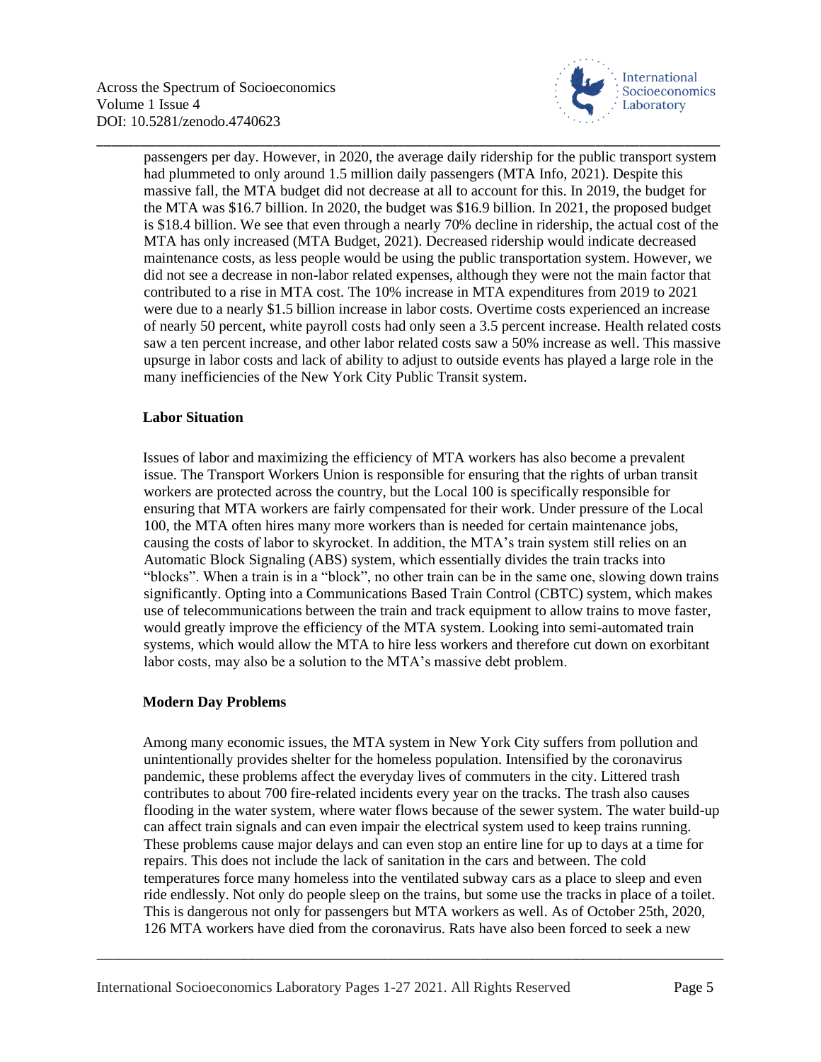passengers per day. However, in 2020, the average daily ridership for the public transport system had plummeted to only around 1.5 million daily passengers (MTA Info, 2021). Despite this massive fall, the MTA budget did not decrease at all to account for this. In 2019, the budget for the MTA was $16.7 billion. In 2020, the budget was $16.9 billion. In 2021, the proposed budget is $18.4 billion. We see that even through a nearly 70% decline in ridership, the actual cost of the MTA has only increased (MTA Budget, 2021). Decreased ridership would indicate decreased maintenance costs, as less people would be using the public transportation system. However, we did not see a decrease in non-labor related expenses, although they were not the main factor that contributed to a rise in MTA cost. The 10% increase in MTA expenditures from 2019 to 2021 were due to a nearly $1.5 billion increase in labor costs. Overtime costs experienced an increase of nearly 50 percent, white payroll costs had only seen a 3.5 percent increase. Health related costs saw a ten percent increase, and other labor related costs saw a 50% increase as well. This massive upsurge in labor costs and lack of ability to adjust to outside events has played a large role in the many inefficiencies of the New York City Public Transit system.

## Labor Situation

Issues of labor and maximizing the efficiency of MTA workers has also become a prevalent issue. The Transport Workers Union is responsible for ensuring that the rights of urban transit workers are protected across the country, but the Local 100 is specifically responsible for ensuring that MTA workers are fairly compensated for their work. Under pressure of the Local 100, the MTA often hires many more workers than is needed for certain maintenance jobs, causing the costs of labor to skyrocket. In addition, the MTA's train system still relies on an Automatic Block Signaling (ABS) system, which essentially divides the train tracks into "blocks". When a train is in a "block", no other train can be in the same one, slowing down trains significantly. Opting into a Communications Based Train Control (CBTC) system, which makes use of telecommunications between the train and track equipment to allow trains to move faster, would greatly improve the efficiency of the MTA system. Looking into semi-automated train systems, which would allow the MTA to hire less workers and therefore cut down on exorbitant labor costs, may also be a solution to the MTA's massive debt problem.

## Modern Day Problems

Among many economic issues, the MTA system in New York City suffers from pollution and unintentionally provides shelter for the homeless population. Intensified by the coronavirus pandemic, these problems affect the everyday lives of commuters in the city. Littered trash contributes to about 700 fire-related incidents every year on the tracks. The trash also causes flooding in the water system, where water flows because of the sewer system. The water build-up can affect train signals and can even impair the electrical system used to keep trains running. These problems cause major delays and can even stop an entire line for up to days at a time for repairs. This does not include the lack of sanitation in the cars and between. The cold temperatures force many homeless into the ventilated subway cars as a place to sleep and even ride endlessly. Not only do people sleep on the trains, but some use the tracks in place of a toilet. This is dangerous not only for passengers but MTA workers as well. As of October 25th, 2020, 126 MTA workers have died from the coronavirus. Rats have also been forced to seek a new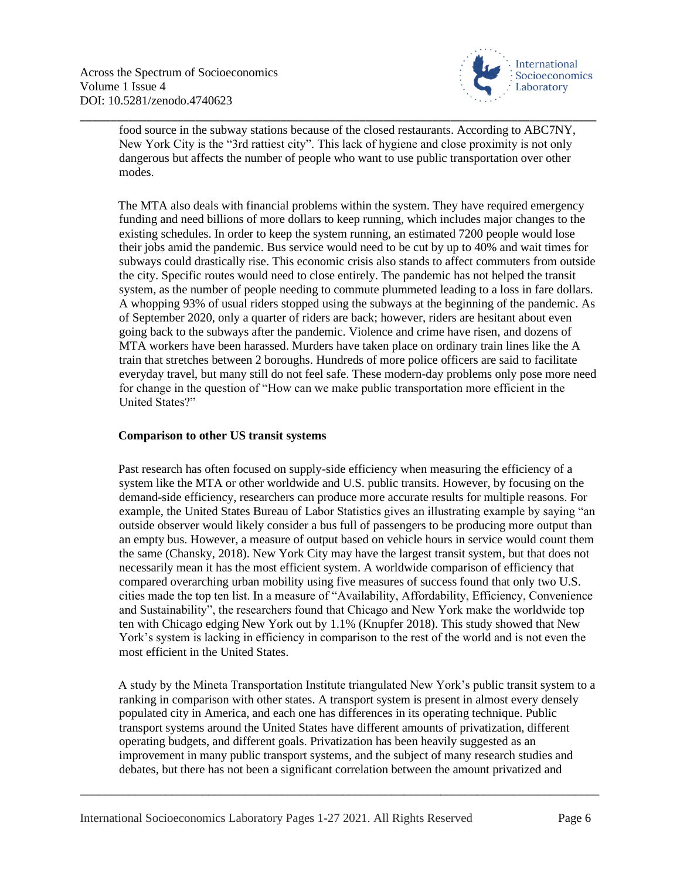food source in the subway stations because of the closed restaurants. According to ABC7NY, New York City is the "3rd rattiest city". This lack of hygiene and close proximity is not only dangerous but affects the number of people who want to use public transportation over other modes.

The MTA also deals with financial problems within the system. They have required emergency funding and need billions of more dollars to keep running, which includes major changes to the existing schedules. In order to keep the system running, an estimated 7200 people would lose their jobs amid the pandemic. Bus service would need to be cut by up to 40% and wait times for subways could drastically rise. This economic crisis also stands to affect commuters from outside the city. Specific routes would need to close entirely. The pandemic has not helped the transit system, as the number of people needing to commute plummeted leading to a loss in fare dollars. A whopping 93% of usual riders stopped using the subways at the beginning of the pandemic. As of September 2020, only a quarter of riders are back; however, riders are hesitant about even going back to the subways after the pandemic. Violence and crime have risen, and dozens of MTA workers have been harassed. Murders have taken place on ordinary train lines like the A train that stretches between 2 boroughs. Hundreds of more police officers are said to facilitate everyday travel, but many still do not feel safe. These modern-day problems only pose more need for change in the question of "How can we make public transportation more efficient in the United States?"

**Comparison to other US transit systems**

Past research has often focused on supply-side efficiency when measuring the efficiency of a system like the MTA or other worldwide and U.S. public transits. However, by focusing on the demand-side efficiency, researchers can produce more accurate results for multiple reasons. For example, the United States Bureau of Labor Statistics gives an illustrating example by saying "an outside observer would likely consider a bus full of passengers to be producing more output than an empty bus. However, a measure of output based on vehicle hours in service would count them the same (Chansky, 2018). New York City may have the largest transit system, but that does not necessarily mean it has the most efficient system. A worldwide comparison of efficiency that compared overarching urban mobility using five measures of success found that only two U.S. cities made the top ten list. In a measure of "Availability, Affordability, Efficiency, Convenience and Sustainability", the researchers found that Chicago and New York make the worldwide top ten with Chicago edging New York out by 1.1% (Knupfer 2018). This study showed that New York's system is lacking in efficiency in comparison to the rest of the world and is not even the most efficient in the United States.

A study by the Mineta Transportation Institute triangulated New York's public transit system to a ranking in comparison with other states. A transport system is present in almost every densely populated city in America, and each one has differences in its operating technique. Public transport systems around the United States have different amounts of privatization, different operating budgets, and different goals. Privatization has been heavily suggested as an improvement in many public transport systems, and the subject of many research studies and debates, but there has not been a significant correlation between the amount privatized and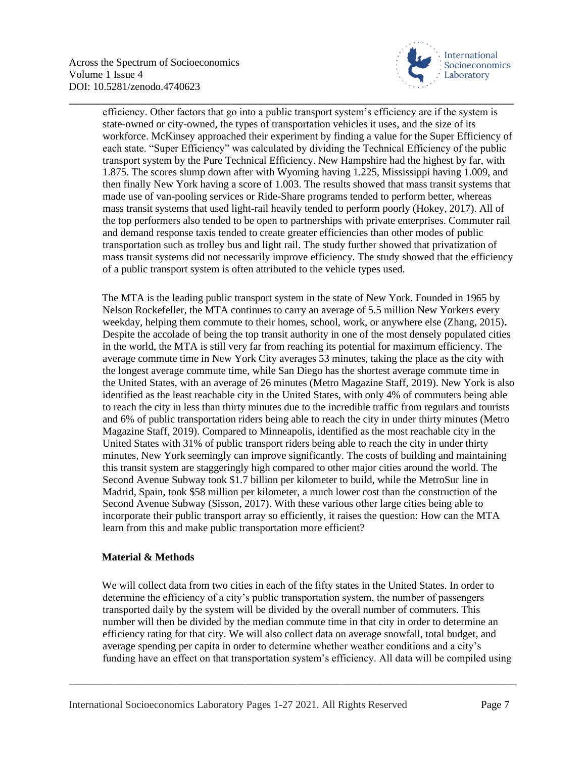efficiency. Other factors that go into a public transport system's efficiency are if the system is state-owned or city-owned, the types of transportation vehicles it uses, and the size of its workforce. McKinsey approached their experiment by finding a value for the Super Efficiency of each state. "Super Efficiency" was calculated by dividing the Technical Efficiency of the public transport system by the Pure Technical Efficiency. New Hampshire had the highest by far, with 1.875. The scores slump down after with Wyoming having 1.225, Mississippi having 1.009, and then finally New York having a score of 1.003. The results showed that mass transit systems that made use of van-pooling services or Ride-Share programs tended to perform better, whereas mass transit systems that used light-rail heavily tended to perform poorly (Hokey, 2017). All of the top performers also tended to be open to partnerships with private enterprises. Commuter rail and demand response taxis tended to create greater efficiencies than other modes of public transportation such as trolley bus and light rail. The study further showed that privatization of mass transit systems did not necessarily improve efficiency. The study showed that the efficiency of a public transport system is often attributed to the vehicle types used.

The MTA is the leading public transport system in the state of New York. Founded in 1965 by Nelson Rockefeller, the MTA continues to carry an average of 5.5 million New Yorkers every weekday, helping them commute to their homes, school, work, or anywhere else (Zhang, 2015)**.** Despite the accolade of being the top transit authority in one of the most densely populated cities in the world, the MTA is still very far from reaching its potential for maximum efficiency. The average commute time in New York City averages 53 minutes, taking the place as the city with the longest average commute time, while San Diego has the shortest average commute time in the United States, with an average of 26 minutes (Metro Magazine Staff, 2019). New York is also identified as the least reachable city in the United States, with only 4% of commuters being able to reach the city in less than thirty minutes due to the incredible traffic from regulars and tourists and 6% of public transportation riders being able to reach the city in under thirty minutes (Metro Magazine Staff, 2019). Compared to Minneapolis, identified as the most reachable city in the United States with 31% of public transport riders being able to reach the city in under thirty minutes, New York seemingly can improve significantly. The costs of building and maintaining this transit system are staggeringly high compared to other major cities around the world. The Second Avenue Subway took $1.7 billion per kilometer to build, while the MetroSur line in Madrid, Spain, took $58 million per kilometer, a much lower cost than the construction of the Second Avenue Subway (Sisson, 2017). With these various other large cities being able to incorporate their public transport array so efficiently, it raises the question: How can the MTA learn from this and make public transportation more efficient?

## Material & Methods

We will collect data from two cities in each of the fifty states in the United States. In order to determine the efficiency of a city's public transportation system, the number of passengers transported daily by the system will be divided by the overall number of commuters. This number will then be divided by the median commute time in that city in order to determine an efficiency rating for that city. We will also collect data on average snowfall, total budget, and average spending per capita in order to determine whether weather conditions and a city's funding have an effect on that transportation system's efficiency. All data will be compiled using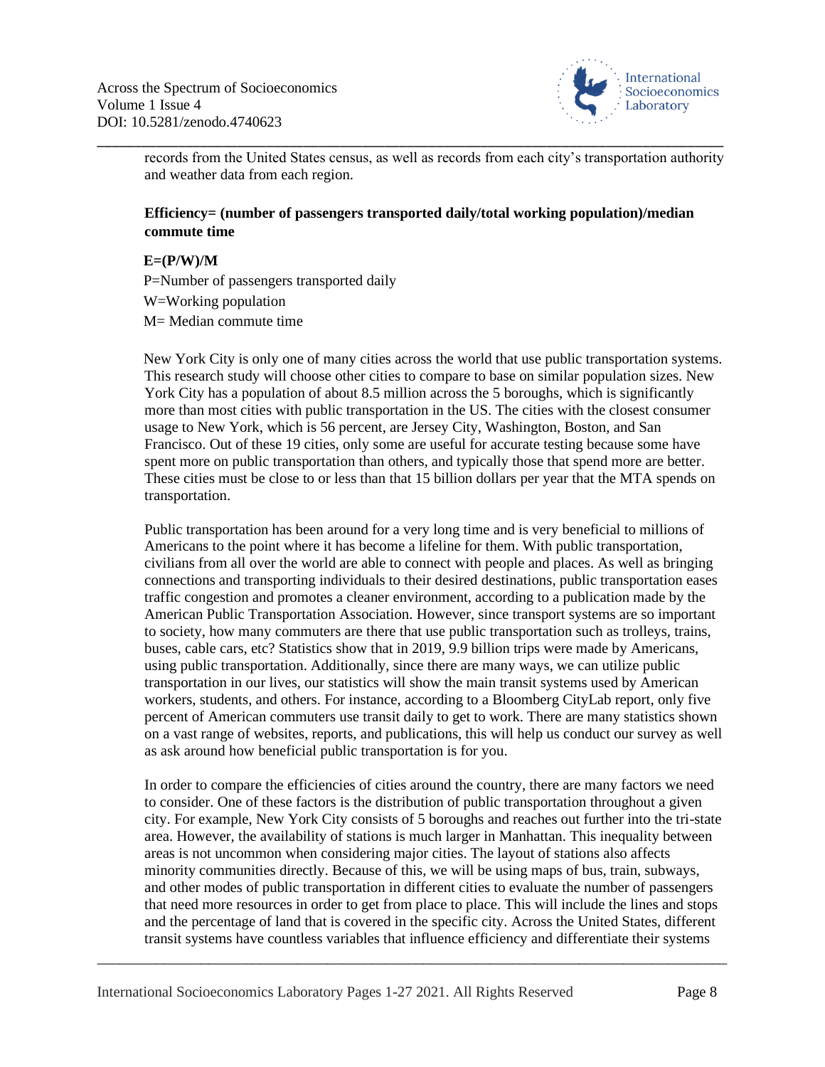records from the United States census, as well as records from each city's transportation authority and weather data from each region.

**Efficiency= (number of passengers transported daily/total working population)/median commute time**

**E=(P/W)/M**

P=Number of passengers transported daily

W=Working population

M= Median commute time

New York City is only one of many cities across the world that use public transportation systems. This research study will choose other cities to compare to base on similar population sizes. New York City has a population of about 8.5 million across the 5 boroughs, which is significantly more than most cities with public transportation in the US. The cities with the closest consumer usage to New York, which is 56 percent, are Jersey City, Washington, Boston, and San Francisco. Out of these 19 cities, only some are useful for accurate testing because some have spent more on public transportation than others, and typically those that spend more are better. These cities must be close to or less than that 15 billion dollars per year that the MTA spends on transportation.

Public transportation has been around for a very long time and is very beneficial to millions of Americans to the point where it has become a lifeline for them. With public transportation, civilians from all over the world are able to connect with people and places. As well as bringing connections and transporting individuals to their desired destinations, public transportation eases traffic congestion and promotes a cleaner environment, according to a publication made by the American Public Transportation Association. However, since transport systems are so important to society, how many commuters are there that use public transportation such as trolleys, trains, buses, cable cars, etc? Statistics show that in 2019, 9.9 billion trips were made by Americans, using public transportation. Additionally, since there are many ways, we can utilize public transportation in our lives, our statistics will show the main transit systems used by American workers, students, and others. For instance, according to a Bloomberg CityLab report, only five percent of American commuters use transit daily to get to work. There are many statistics shown on a vast range of websites, reports, and publications, this will help us conduct our survey as well as ask around how beneficial public transportation is for you.

In order to compare the efficiencies of cities around the country, there are many factors we need to consider. One of these factors is the distribution of public transportation throughout a given city. For example, New York City consists of 5 boroughs and reaches out further into the tri-state area. However, the availability of stations is much larger in Manhattan. This inequality between areas is not uncommon when considering major cities. The layout of stations also affects minority communities directly. Because of this, we will be using maps of bus, train, subways, and other modes of public transportation in different cities to evaluate the number of passengers that need more resources in order to get from place to place. This will include the lines and stops and the percentage of land that is covered in the specific city. Across the United States, different transit systems have countless variables that influence efficiency and differentiate their systems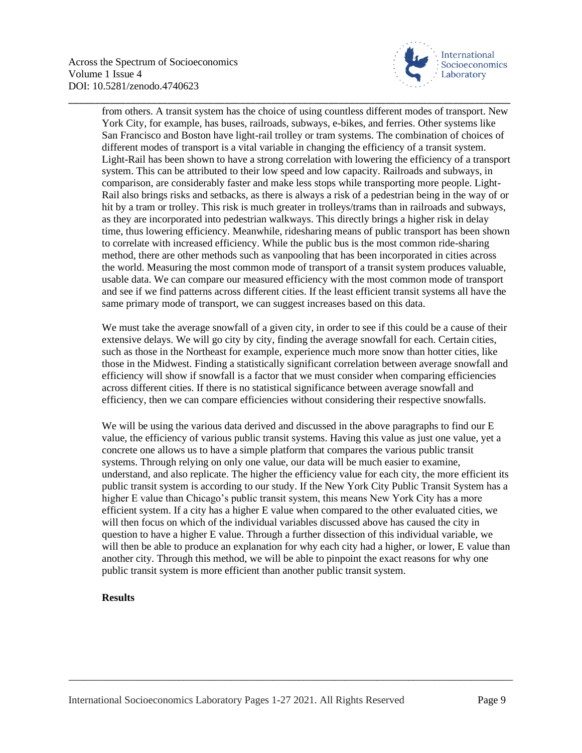from others. A transit system has the choice of using countless different modes of transport. New York City, for example, has buses, railroads, subways, e-bikes, and ferries. Other systems like San Francisco and Boston have light-rail trolley or tram systems. The combination of choices of different modes of transport is a vital variable in changing the efficiency of a transit system. Light-Rail has been shown to have a strong correlation with lowering the efficiency of a transport system. This can be attributed to their low speed and low capacity. Railroads and subways, in comparison, are considerably faster and make less stops while transporting more people. Light-Rail also brings risks and setbacks, as there is always a risk of a pedestrian being in the way of or hit by a tram or trolley. This risk is much greater in trolleys/trams than in railroads and subways, as they are incorporated into pedestrian walkways. This directly brings a higher risk in delay time, thus lowering efficiency. Meanwhile, ridesharing means of public transport has been shown to correlate with increased efficiency. While the public bus is the most common ride-sharing method, there are other methods such as vanpooling that has been incorporated in cities across the world. Measuring the most common mode of transport of a transit system produces valuable, usable data. We can compare our measured efficiency with the most common mode of transport and see if we find patterns across different cities. If the least efficient transit systems all have the same primary mode of transport, we can suggest increases based on this data.

We must take the average snowfall of a given city, in order to see if this could be a cause of their extensive delays. We will go city by city, finding the average snowfall for each. Certain cities, such as those in the Northeast for example, experience much more snow than hotter cities, like those in the Midwest. Finding a statistically significant correlation between average snowfall and efficiency will show if snowfall is a factor that we must consider when comparing efficiencies across different cities. If there is no statistical significance between average snowfall and efficiency, then we can compare efficiencies without considering their respective snowfalls.

We will be using the various data derived and discussed in the above paragraphs to find our E value, the efficiency of various public transit systems. Having this value as just one value, yet a concrete one allows us to have a simple platform that compares the various public transit systems. Through relying on only one value, our data will be much easier to examine, understand, and also replicate. The higher the efficiency value for each city, the more efficient its public transit system is according to our study. If the New York City Public Transit System has a higher E value than Chicago's public transit system, this means New York City has a more efficient system. If a city has a higher E value when compared to the other evaluated cities, we will then focus on which of the individual variables discussed above has caused the city in question to have a higher E value. Through a further dissection of this individual variable, we will then be able to produce an explanation for why each city had a higher, or lower, E value than another city. Through this method, we will be able to pinpoint the exact reasons for why one public transit system is more efficient than another public transit system.

**Results**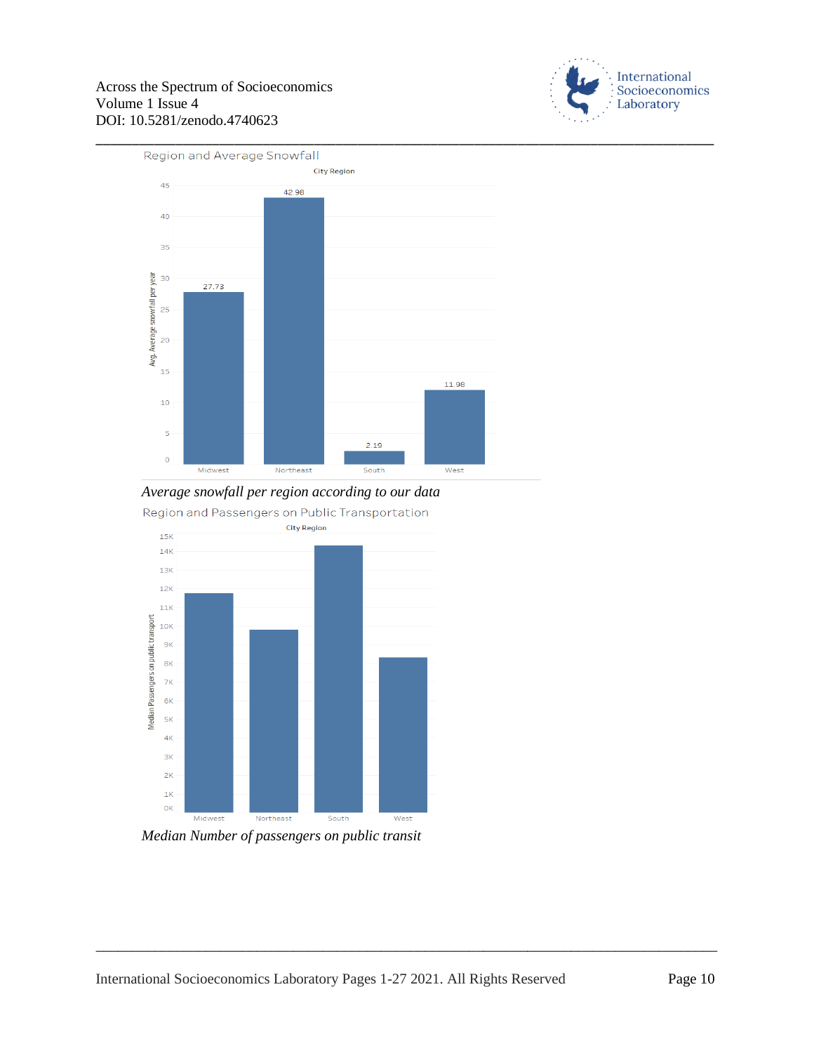Region and Average Snowfall

| City Region | Avg. Average snowfall per year |
| --- | --- |
| Midwest | 27.73 |
| Northeast | 42.98 |
| South | 2.19 |
| West | 11.98 |

*Average snowfall per region according to our data*

Region and Passengers on Public Transportation

*Median Number of passengers on public transit*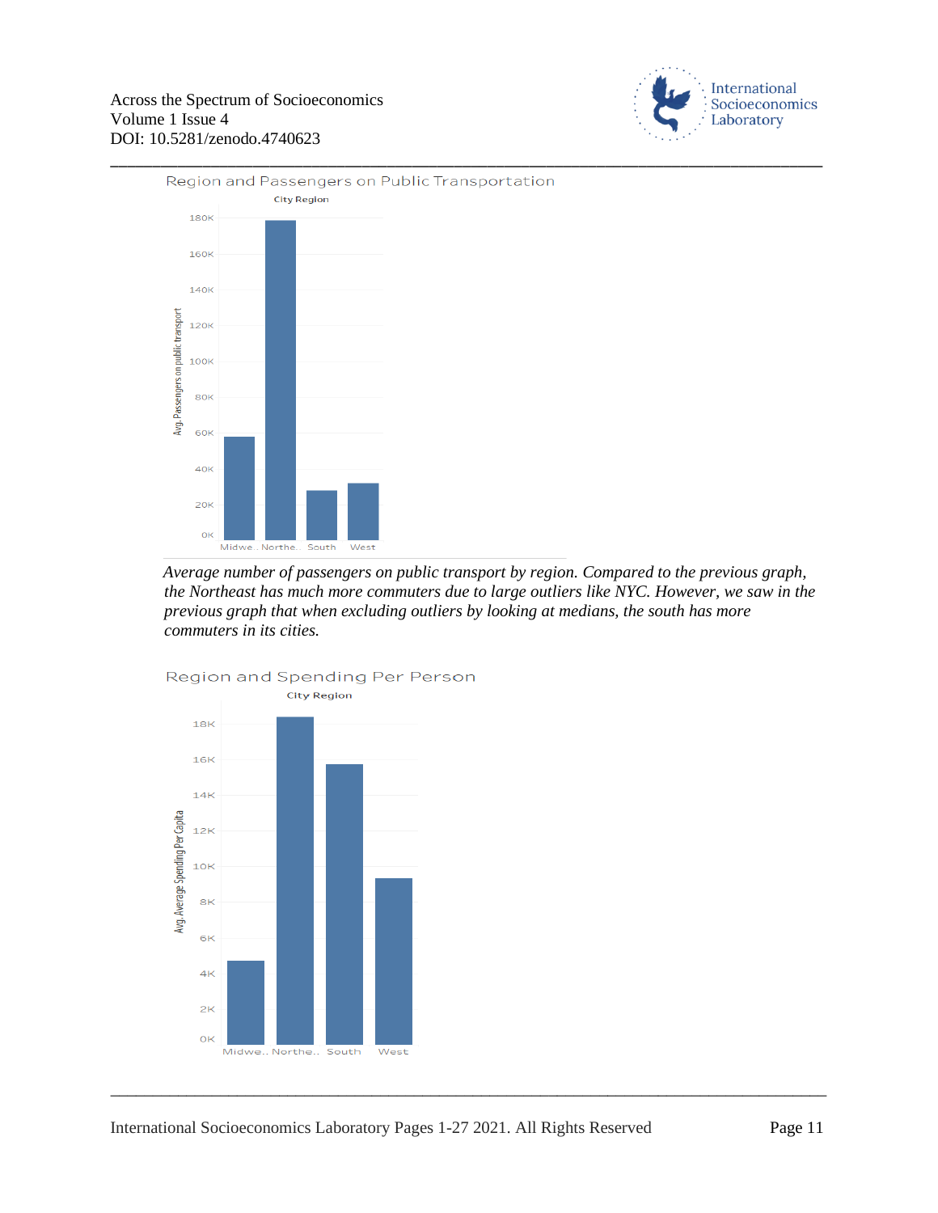Region and Passengers on Public Transportation

*Average number of passengers on public transport by region. Compared to the previous graph, the Northeast has much more commuters due to large outliers like NYC. However, we saw in the previous graph that when excluding outliers by looking at medians, the south has more commuters in its cities.*

Region and Spending Per Person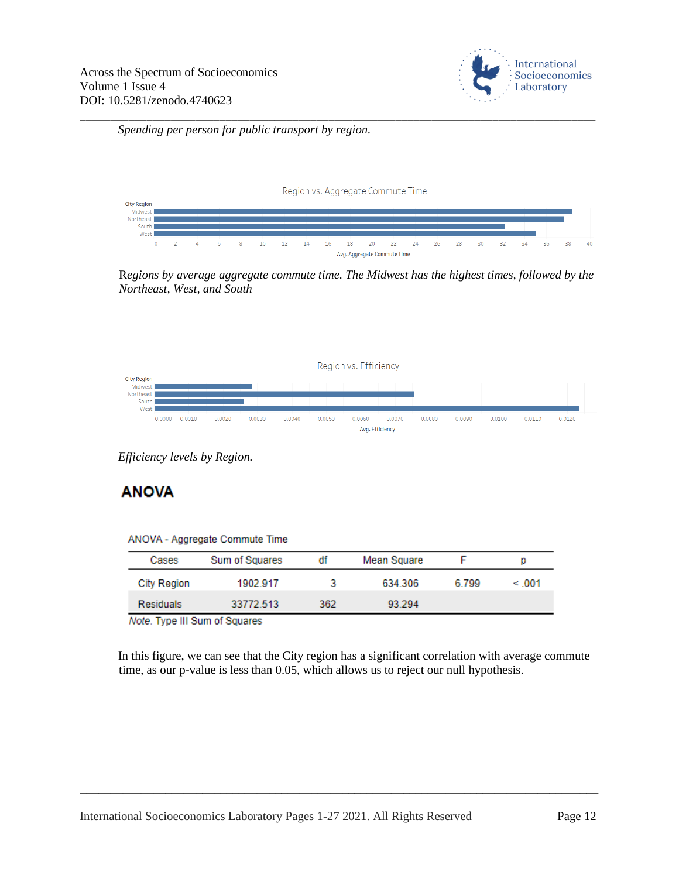*Spending per person for public transport by region.*

*Regions by average aggregate commute time. The Midwest has the highest times, followed by the Northeast, West, and South*

*Efficiency levels by Region.*

## ANOVA

ANOVA - Aggregate Commute Time

| Cases | Sum of Squares | df | Mean Square | F | p |
|---|---|---|---|---|---|
| City Region | 1902.917 | 3 | 634.306 | 6.799 | < .001 |
| Residuals | 33772.513 | 362 | 93.294 | | |

*Note.* Type III Sum of Squares

In this figure, we can see that the City region has a significant correlation with average commute time, as our p-value is less than 0.05, which allows us to reject our null hypothesis.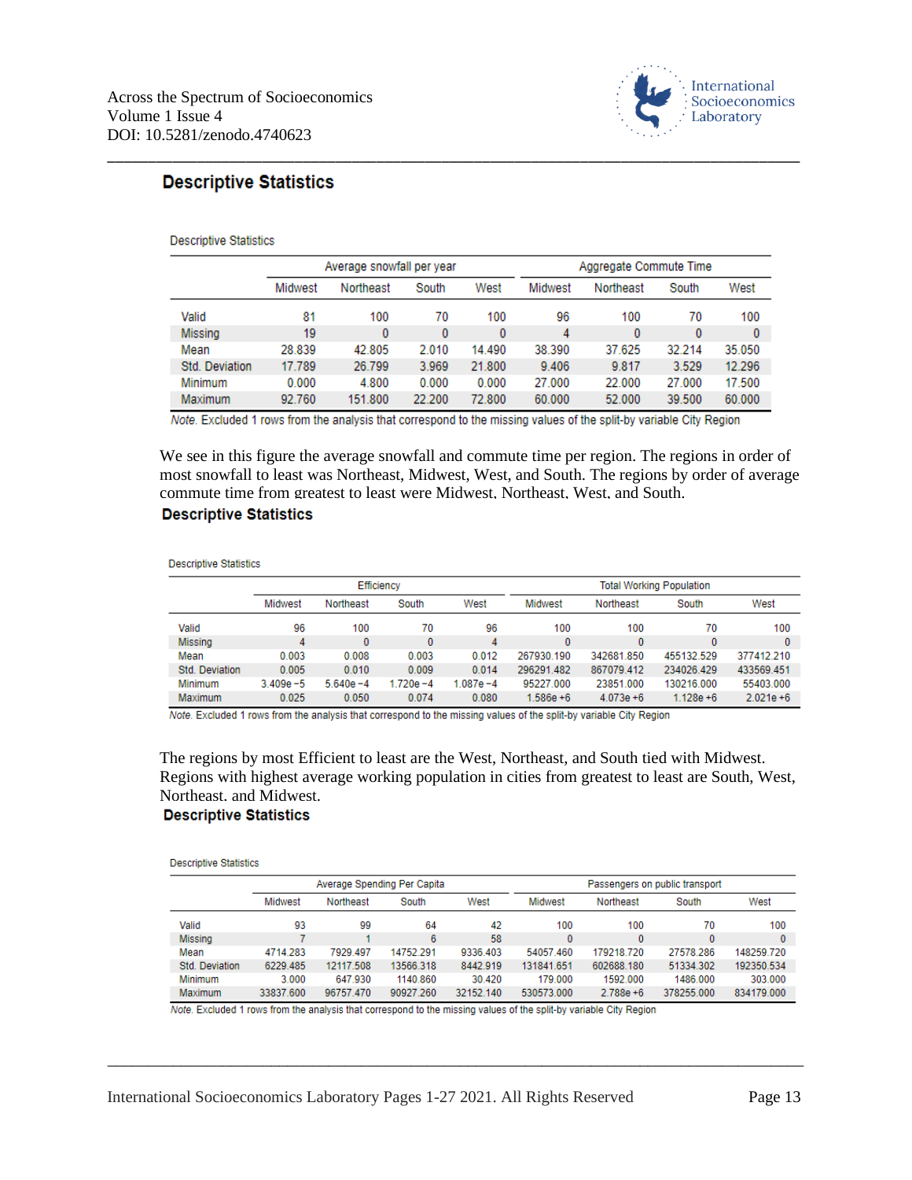## Descriptive Statistics

Descriptive Statistics

| | Average snowfall per year | | | | Aggregate Commute Time | | | |
|---|---|---|---|---|---|---|---|---|
| | Midwest | Northeast | South | West | Midwest | Northeast | South | West |
| Valid | 81 | 100 | 70 | 100 | 96 | 100 | 70 | 100 |
| Missing | 19 | 0 | 0 | 0 | 4 | 0 | 0 | 0 |
| Mean | 28.839 | 42.805 | 2.010 | 14.490 | 38.390 | 37.625 | 32.214 | 35.050 |
| Std. Deviation | 17.789 | 26.799 | 3.969 | 21.800 | 9.406 | 9.817 | 3.529 | 12.296 |
| Minimum | 0.000 | 4.800 | 0.000 | 0.000 | 27.000 | 22.000 | 27.000 | 17.500 |
| Maximum | 92.760 | 151.800 | 22.200 | 72.800 | 60.000 | 52.000 | 39.500 | 60.000 |

*Note.* Excluded 1 rows from the analysis that correspond to the missing values of the split-by variable City Region

We see in this figure the average snowfall and commute time per region. The regions in order of most snowfall to least was Northeast, Midwest, West, and South. The regions by order of average commute time from greatest to least were Midwest, Northeast, West, and South.

## Descriptive Statistics

Descriptive Statistics

| | Efficiency | | | | Total Working Population | | | |
|---|---|---|---|---|---|---|---|---|
| | Midwest | Northeast | South | West | Midwest | Northeast | South | West |
| Valid | 96 | 100 | 70 | 96 | 100 | 100 | 70 | 100 |
| Missing | 4 | 0 | 0 | 4 | 0 | 0 | 0 | 0 |
| Mean | 0.003 | 0.008 | 0.003 | 0.012 | 267930.190 | 342681.850 | 455132.529 | 377412.210 |
| Std. Deviation | 0.005 | 0.010 | 0.009 | 0.014 | 296291.482 | 867079.412 | 234026.429 | 433569.451 |
| Minimum | 3.409e −5 | 5.640e −4 | 1.720e −4 | 1.087e −4 | 95227.000 | 23851.000 | 130216.000 | 55403.000 |
| Maximum | 0.025 | 0.050 | 0.074 | 0.080 | 1.586e +6 | 4.073e +6 | 1.128e +6 | 2.021e +6 |

*Note.* Excluded 1 rows from the analysis that correspond to the missing values of the split-by variable City Region

The regions by most Efficient to least are the West, Northeast, and South tied with Midwest. Regions with highest average working population in cities from greatest to least are South, West, Northeast, and Midwest.

## Descriptive Statistics

Descriptive Statistics

| | Average Spending Per Capita | | | | Passengers on public transport | | | |
|---|---|---|---|---|---|---|---|---|
| | Midwest | Northeast | South | West | Midwest | Northeast | South | West |
| Valid | 93 | 99 | 64 | 42 | 100 | 100 | 70 | 100 |
| Missing | 7 | 1 | 6 | 58 | 0 | 0 | 0 | 0 |
| Mean | 4714.283 | 7929.497 | 14752.291 | 9336.403 | 54057.460 | 179218.720 | 27578.286 | 148259.720 |
| Std. Deviation | 6229.485 | 12117.508 | 13566.318 | 8442.919 | 131841.651 | 602688.180 | 51334.302 | 192350.534 |
| Minimum | 3.000 | 647.930 | 1140.860 | 30.420 | 179.000 | 1592.000 | 1486.000 | 303.000 |
| Maximum | 33837.600 | 96757.470 | 90927.260 | 32152.140 | 530573.000 | 2.788e +6 | 378255.000 | 834179.000 |

*Note.* Excluded 1 rows from the analysis that correspond to the missing values of the split-by variable City Region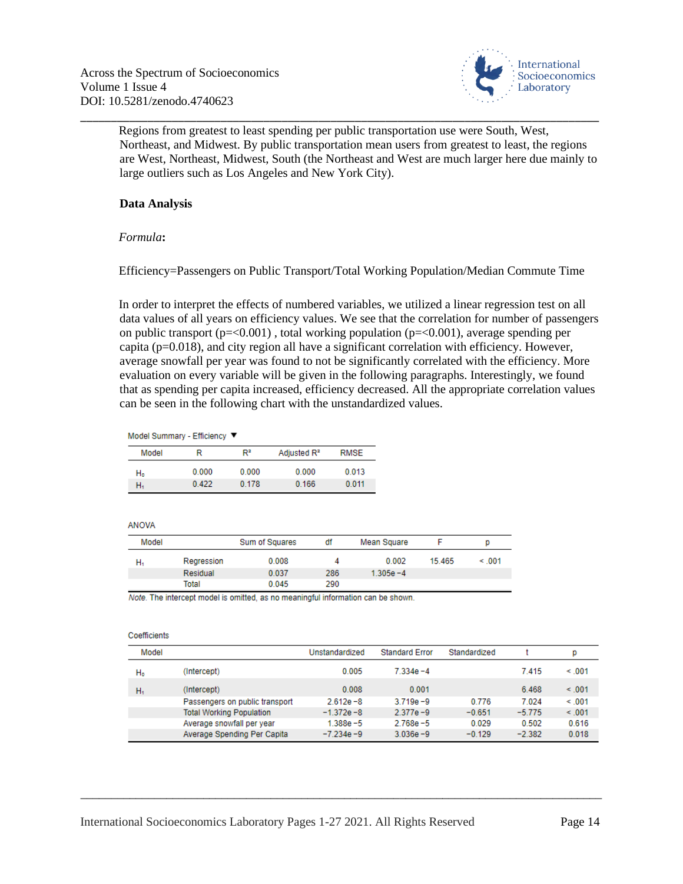Regions from greatest to least spending per public transportation use were South, West, Northeast, and Midwest. By public transportation mean users from greatest to least, the regions are West, Northeast, Midwest, South (the Northeast and West are much larger here due mainly to large outliers such as Los Angeles and New York City).

**Data Analysis**

*Formula***:**

Efficiency=Passengers on Public Transport/Total Working Population/Median Commute Time

In order to interpret the effects of numbered variables, we utilized a linear regression test on all data values of all years on efficiency values. We see that the correlation for number of passengers on public transport (p=<0.001) , total working population (p=<0.001), average spending per capita (p=0.018), and city region all have a significant correlation with efficiency. However, average snowfall per year was found to not be significantly correlated with the efficiency. More evaluation on every variable will be given in the following paragraphs. Interestingly, we found that as spending per capita increased, efficiency decreased. All the appropriate correlation values can be seen in the following chart with the unstandardized values.

Model Summary - Efficiency ▼

| Model | R | $R^2$ | Adjusted $R^2$ | RMSE |
|---|---|---|---|---|
| $H_0$ | 0.000 | 0.000 | 0.000 | 0.013 |
| $H_1$ | 0.422 | 0.178 | 0.166 | 0.011 |

ANOVA

| Model | | Sum of Squares | df | Mean Square | F | p |
|---|---|---|---|---|---|---|
| $H_1$ | Regression | 0.008 | 4 | 0.002 | 15.465 | < .001 |
| | Residual | 0.037 | 286 | 1.305e −4 | | |
| | Total | 0.045 | 290 | | | |

*Note.* The intercept model is omitted, as no meaningful information can be shown.

Coefficients

| Model | | Unstandardized | Standard Error | Standardized | t | p |
|---|---|---|---|---|---|---|
| $H_0$ | (Intercept) | 0.005 | 7.334e −4 | | 7.415 | < .001 |
| $H_1$ | (Intercept) | 0.008 | 0.001 | | 6.468 | < .001 |
| | Passengers on public transport | 2.612e −8 | 3.719e −9 | 0.776 | 7.024 | < .001 |
| | Total Working Population | −1.372e −8 | 2.377e −9 | −0.651 | −5.775 | < .001 |
| | Average snowfall per year | 1.388e −5 | 2.768e −5 | 0.029 | 0.502 | 0.616 |
| | Average Spending Per Capita | −7.234e −9 | 3.036e −9 | −0.129 | −2.382 | 0.018 |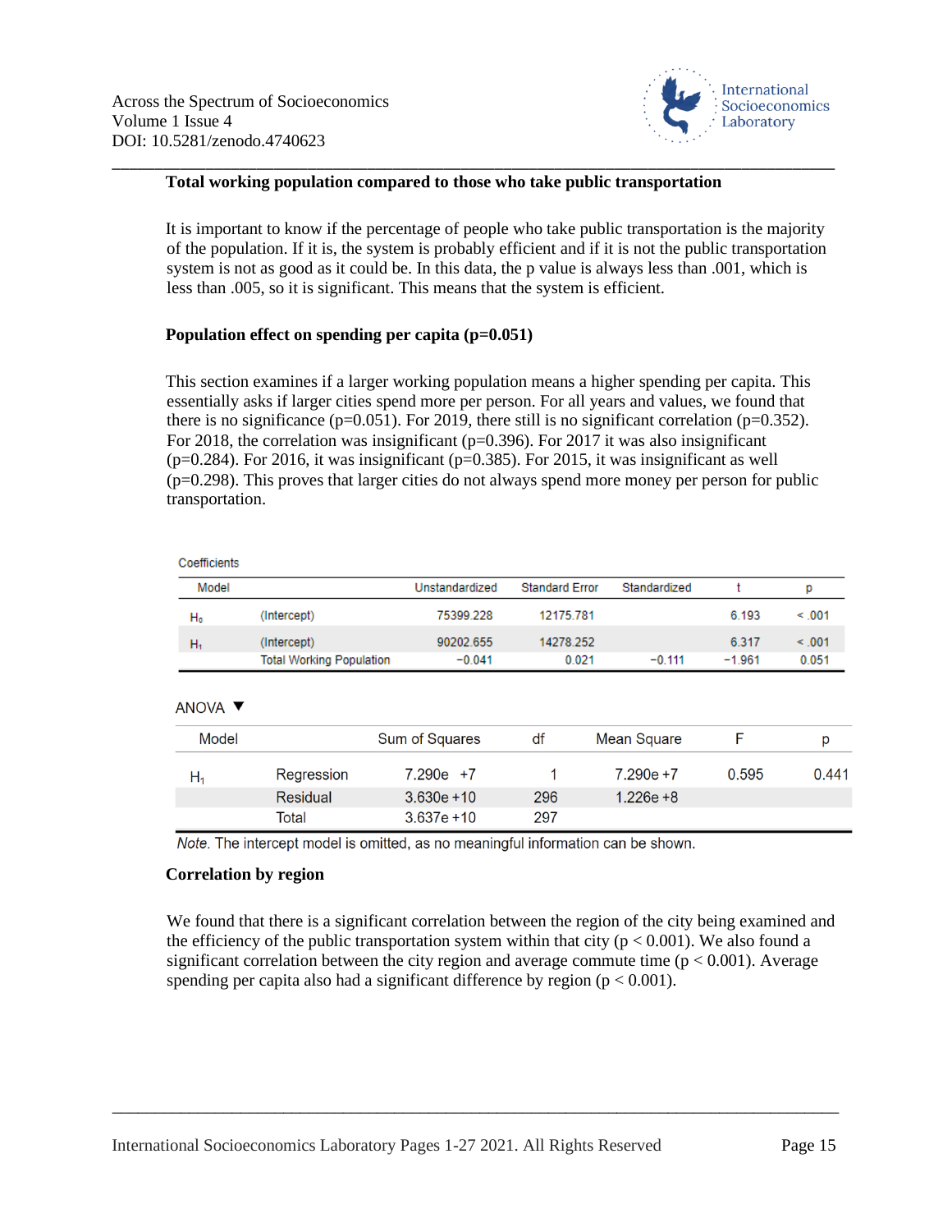### Total working population compared to those who take public transportation

It is important to know if the percentage of people who take public transportation is the majority of the population. If it is, the system is probably efficient and if it is not the public transportation system is not as good as it could be. In this data, the p value is always less than .001, which is less than .005, so it is significant. This means that the system is efficient.

### Population effect on spending per capita (p=0.051)

This section examines if a larger working population means a higher spending per capita. This essentially asks if larger cities spend more per person. For all years and values, we found that there is no significance (p=0.051). For 2019, there still is no significant correlation (p=0.352). For 2018, the correlation was insignificant (p=0.396). For 2017 it was also insignificant (p=0.284). For 2016, it was insignificant (p=0.385). For 2015, it was insignificant as well (p=0.298). This proves that larger cities do not always spend more money per person for public transportation.

Coefficients

| Model | | Unstandardized | Standard Error | Standardized | t | p |
|---|---|---|---|---|---|---|
| $H_0$ | (Intercept) | 75399.228 | 12175.781 | | 6.193 | < .001 |
| $H_1$ | (Intercept) | 90202.655 | 14278.252 | | 6.317 | < .001 |
| | Total Working Population | −0.041 | 0.021 | −0.111 | −1.961 | 0.051 |

ANOVA ▼

| Model | | Sum of Squares | df | Mean Square | F | p |
|---|---|---|---|---|---|---|
| $H_1$ | Regression | 7.290e +7 | 1 | 7.290e +7 | 0.595 | 0.441 |
| | Residual | 3.630e +10 | 296 | 1.226e +8 | | |
| | Total | 3.637e +10 | 297 | | | |

*Note.* The intercept model is omitted, as no meaningful information can be shown.

### Correlation by region

We found that there is a significant correlation between the region of the city being examined and the efficiency of the public transportation system within that city ($p < 0.001$). We also found a significant correlation between the city region and average commute time ($p < 0.001$). Average spending per capita also had a significant difference by region ($p < 0.001$).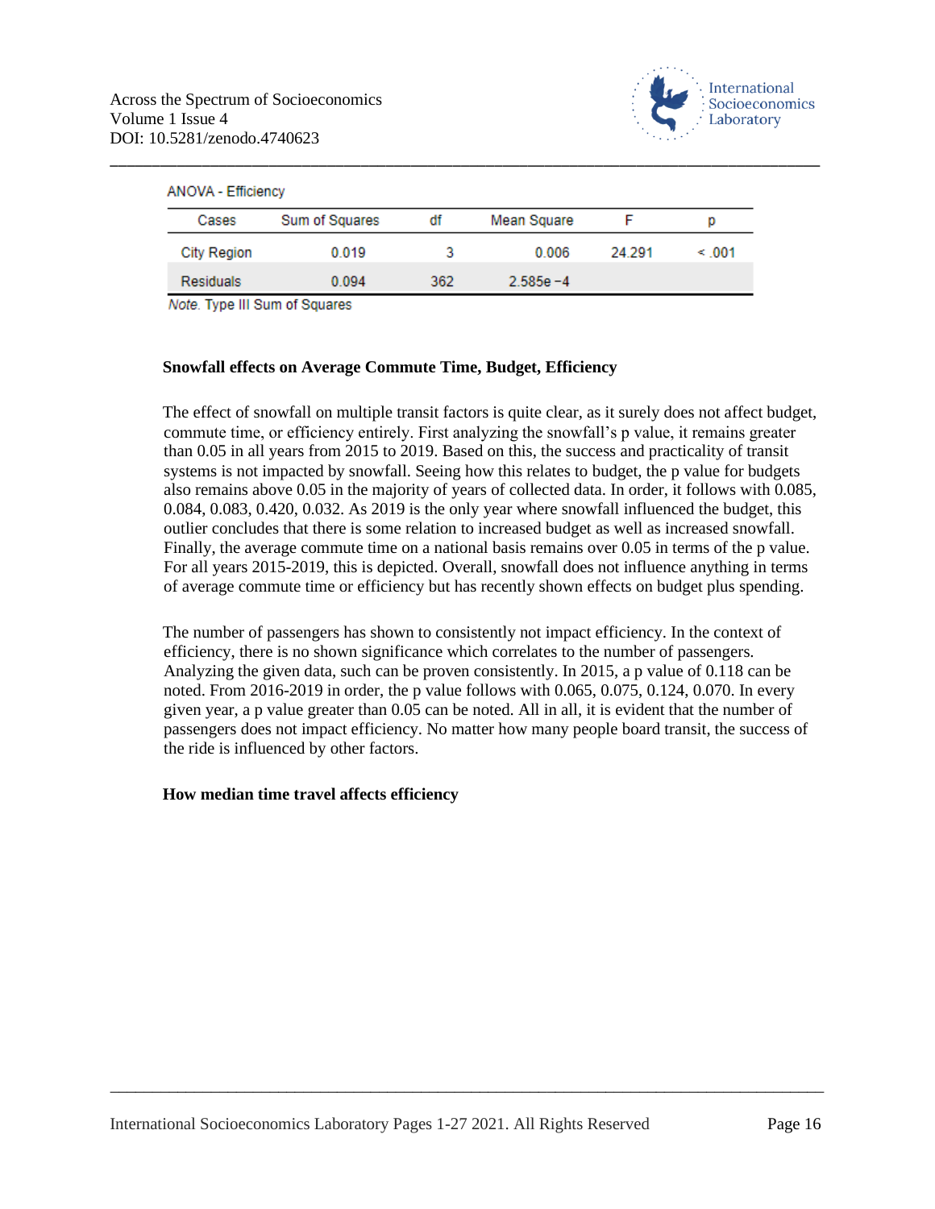ANOVA - Efficiency

| Cases | Sum of Squares | df | Mean Square | F | p |
|---|---|---|---|---|---|
| City Region | 0.019 | 3 | 0.006 | 24.291 | < .001 |
| Residuals | 0.094 | 362 | 2.585e −4 | | |

*Note.* Type III Sum of Squares

### Snowfall effects on Average Commute Time, Budget, Efficiency

The effect of snowfall on multiple transit factors is quite clear, as it surely does not affect budget, commute time, or efficiency entirely. First analyzing the snowfall's p value, it remains greater than 0.05 in all years from 2015 to 2019. Based on this, the success and practicality of transit systems is not impacted by snowfall. Seeing how this relates to budget, the p value for budgets also remains above 0.05 in the majority of years of collected data. In order, it follows with 0.085, 0.084, 0.083, 0.420, 0.032. As 2019 is the only year where snowfall influenced the budget, this outlier concludes that there is some relation to increased budget as well as increased snowfall. Finally, the average commute time on a national basis remains over 0.05 in terms of the p value. For all years 2015-2019, this is depicted. Overall, snowfall does not influence anything in terms of average commute time or efficiency but has recently shown effects on budget plus spending.

The number of passengers has shown to consistently not impact efficiency. In the context of efficiency, there is no shown significance which correlates to the number of passengers. Analyzing the given data, such can be proven consistently. In 2015, a p value of 0.118 can be noted. From 2016-2019 in order, the p value follows with 0.065, 0.075, 0.124, 0.070. In every given year, a p value greater than 0.05 can be noted. All in all, it is evident that the number of passengers does not impact efficiency. No matter how many people board transit, the success of the ride is influenced by other factors.

### How median time travel affects efficiency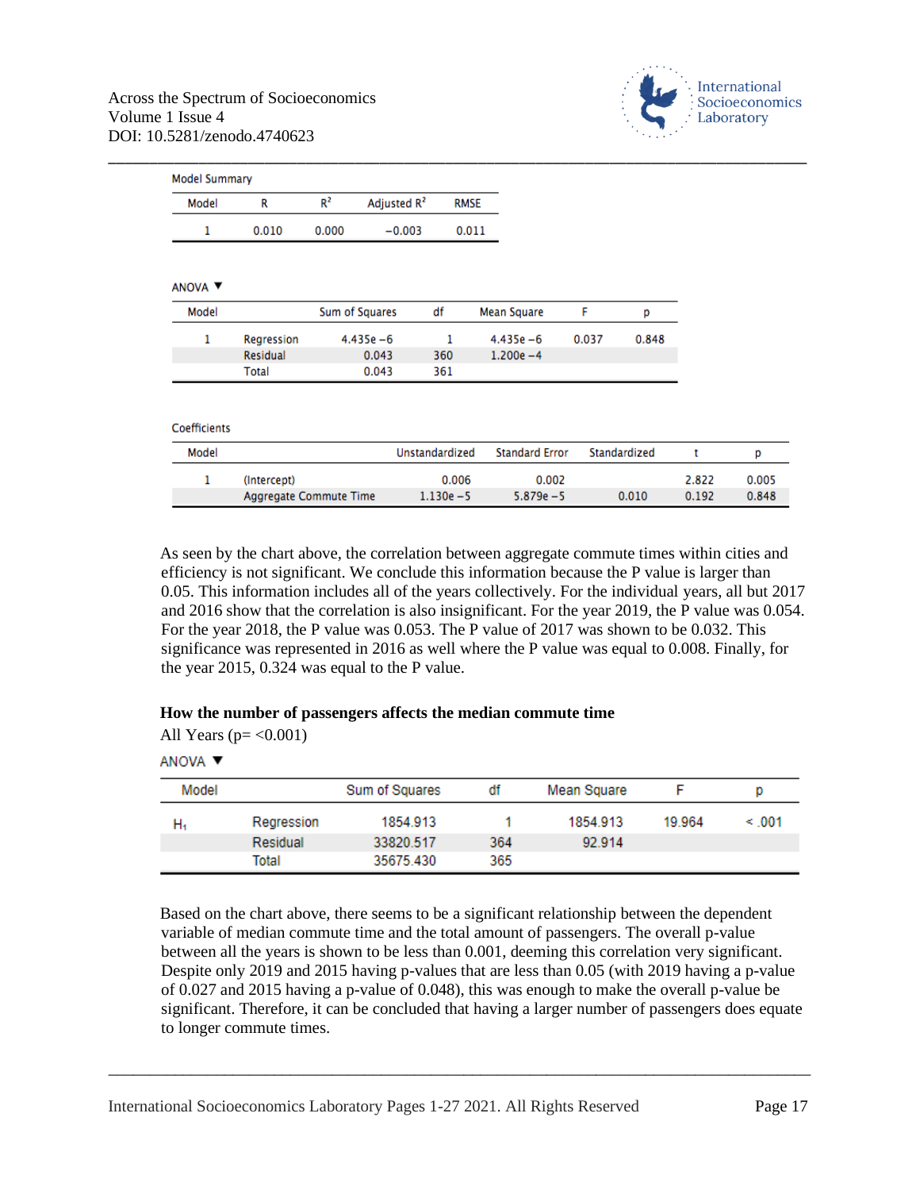Model Summary

| Model | R | $R^2$ | Adjusted $R^2$ | RMSE |
|---|---|---|---|---|
| 1 | 0.010 | 0.000 | −0.003 | 0.011 |

ANOVA ▼

| Model | | Sum of Squares | df | Mean Square | F | p |
|---|---|---|---|---|---|---|
| 1 | Regression | 4.435e −6 | 1 | 4.435e −6 | 0.037 | 0.848 |
| | Residual | 0.043 | 360 | 1.200e −4 | | |
| | Total | 0.043 | 361 | | | |

Coefficients

| Model | | Unstandardized | Standard Error | Standardized | t | p |
|---|---|---|---|---|---|---|
| 1 | (Intercept) | 0.006 | 0.002 | | 2.822 | 0.005 |
| | Aggregate Commute Time | 1.130e −5 | 5.879e −5 | 0.010 | 0.192 | 0.848 |

As seen by the chart above, the correlation between aggregate commute times within cities and efficiency is not significant. We conclude this information because the P value is larger than 0.05. This information includes all of the years collectively. For the individual years, all but 2017 and 2016 show that the correlation is also insignificant. For the year 2019, the P value was 0.054. For the year 2018, the P value was 0.053. The P value of 2017 was shown to be 0.032. This significance was represented in 2016 as well where the P value was equal to 0.008. Finally, for the year 2015, 0.324 was equal to the P value.

**How the number of passengers affects the median commute time**

All Years (p= <0.001)

ANOVA ▼

| Model | | Sum of Squares | df | Mean Square | F | p |
|---|---|---|---|---|---|---|
| $H_1$ | Regression | 1854.913 | 1 | 1854.913 | 19.964 | < .001 |
| | Residual | 33820.517 | 364 | 92.914 | | |
| | Total | 35675.430 | 365 | | | |

Based on the chart above, there seems to be a significant relationship between the dependent variable of median commute time and the total amount of passengers. The overall p-value between all the years is shown to be less than 0.001, deeming this correlation very significant. Despite only 2019 and 2015 having p-values that are less than 0.05 (with 2019 having a p-value of 0.027 and 2015 having a p-value of 0.048), this was enough to make the overall p-value be significant. Therefore, it can be concluded that having a larger number of passengers does equate to longer commute times.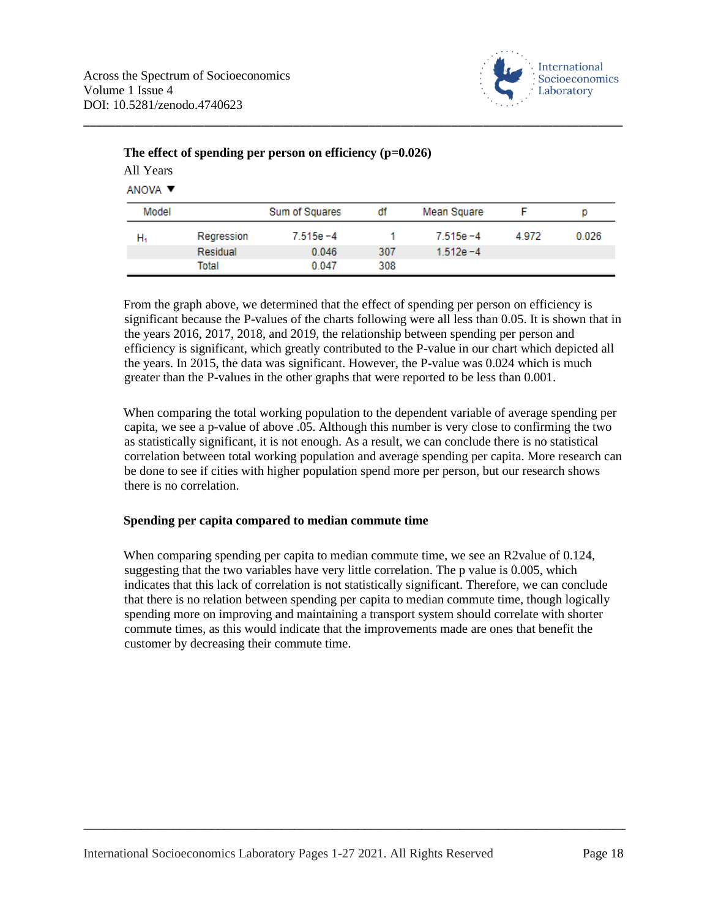**The effect of spending per person on efficiency (p=0.026)**

All Years

ANOVA ▼

| Model | | Sum of Squares | df | Mean Square | F | p |
|---|---|---|---|---|---|---|
| $H_1$ | Regression | 7.515e −4 | 1 | 7.515e −4 | 4.972 | 0.026 |
| | Residual | 0.046 | 307 | 1.512e −4 | | |
| | Total | 0.047 | 308 | | | |

From the graph above, we determined that the effect of spending per person on efficiency is significant because the P-values of the charts following were all less than 0.05. It is shown that in the years 2016, 2017, 2018, and 2019, the relationship between spending per person and efficiency is significant, which greatly contributed to the P-value in our chart which depicted all the years. In 2015, the data was significant. However, the P-value was 0.024 which is much greater than the P-values in the other graphs that were reported to be less than 0.001.

When comparing the total working population to the dependent variable of average spending per capita, we see a p-value of above .05. Although this number is very close to confirming the two as statistically significant, it is not enough. As a result, we can conclude there is no statistical correlation between total working population and average spending per capita. More research can be done to see if cities with higher population spend more per person, but our research shows there is no correlation.

**Spending per capita compared to median commute time**

When comparing spending per capita to median commute time, we see an R2value of 0.124, suggesting that the two variables have very little correlation. The p value is 0.005, which indicates that this lack of correlation is not statistically significant. Therefore, we can conclude that there is no relation between spending per capita to median commute time, though logically spending more on improving and maintaining a transport system should correlate with shorter commute times, as this would indicate that the improvements made are ones that benefit the customer by decreasing their commute time.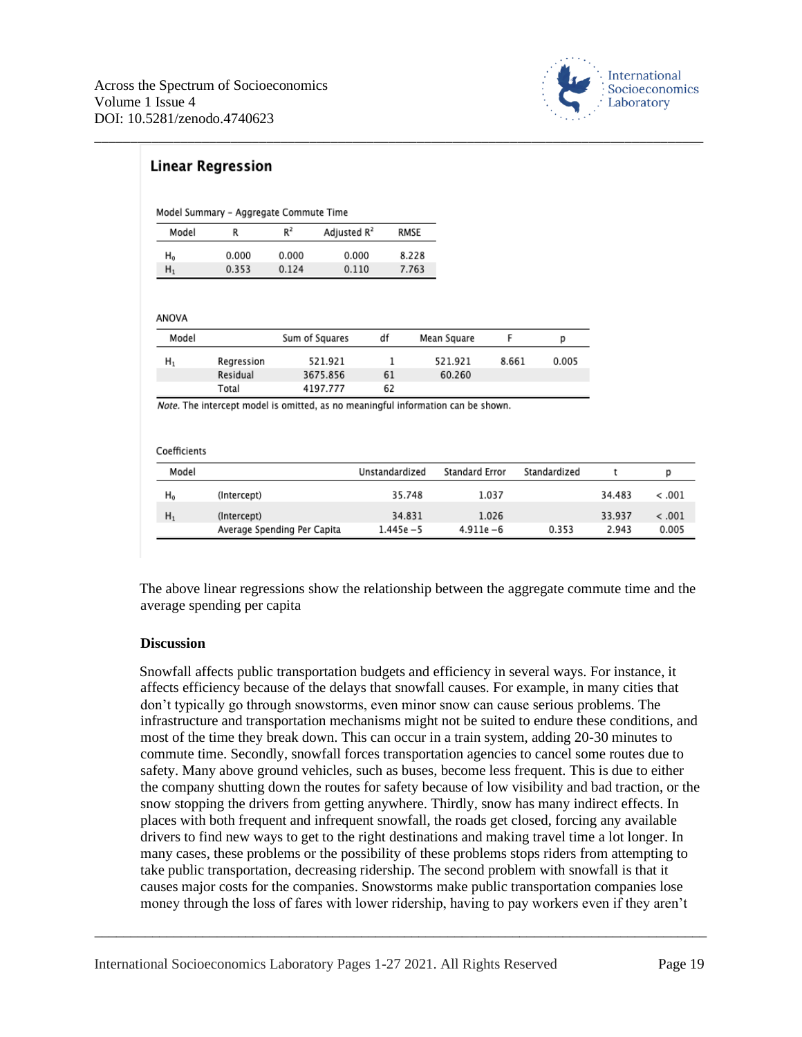## Linear Regression

Model Summary - Aggregate Commute Time

| Model | R | $R^2$ | Adjusted $R^2$ | RMSE |
|---|---|---|---|---|
| $H_0$ | 0.000 | 0.000 | 0.000 | 8.228 |
| $H_1$ | 0.353 | 0.124 | 0.110 | 7.763 |

ANOVA

| Model | | Sum of Squares | df | Mean Square | F | p |
|---|---|---|---|---|---|---|
| $H_1$ | Regression | 521.921 | 1 | 521.921 | 8.661 | 0.005 |
| | Residual | 3675.856 | 61 | 60.260 | | |
| | Total | 4197.777 | 62 | | | |

*Note.* The intercept model is omitted, as no meaningful information can be shown.

Coefficients

| Model | | Unstandardized | Standard Error | Standardized | t | p |
|---|---|---|---|---|---|---|
| $H_0$ | (Intercept) | 35.748 | 1.037 | | 34.483 | < .001 |
| $H_1$ | (Intercept) | 34.831 | 1.026 | | 33.937 | < .001 |
| | Average Spending Per Capita | 1.445e −5 | 4.911e −6 | 0.353 | 2.943 | 0.005 |

The above linear regressions show the relationship between the aggregate commute time and the average spending per capita

**Discussion**

Snowfall affects public transportation budgets and efficiency in several ways. For instance, it affects efficiency because of the delays that snowfall causes. For example, in many cities that don't typically go through snowstorms, even minor snow can cause serious problems. The infrastructure and transportation mechanisms might not be suited to endure these conditions, and most of the time they break down. This can occur in a train system, adding 20-30 minutes to commute time. Secondly, snowfall forces transportation agencies to cancel some routes due to safety. Many above ground vehicles, such as buses, become less frequent. This is due to either the company shutting down the routes for safety because of low visibility and bad traction, or the snow stopping the drivers from getting anywhere. Thirdly, snow has many indirect effects. In places with both frequent and infrequent snowfall, the roads get closed, forcing any available drivers to find new ways to get to the right destinations and making travel time a lot longer. In many cases, these problems or the possibility of these problems stops riders from attempting to take public transportation, decreasing ridership. The second problem with snowfall is that it causes major costs for the companies. Snowstorms make public transportation companies lose money through the loss of fares with lower ridership, having to pay workers even if they aren't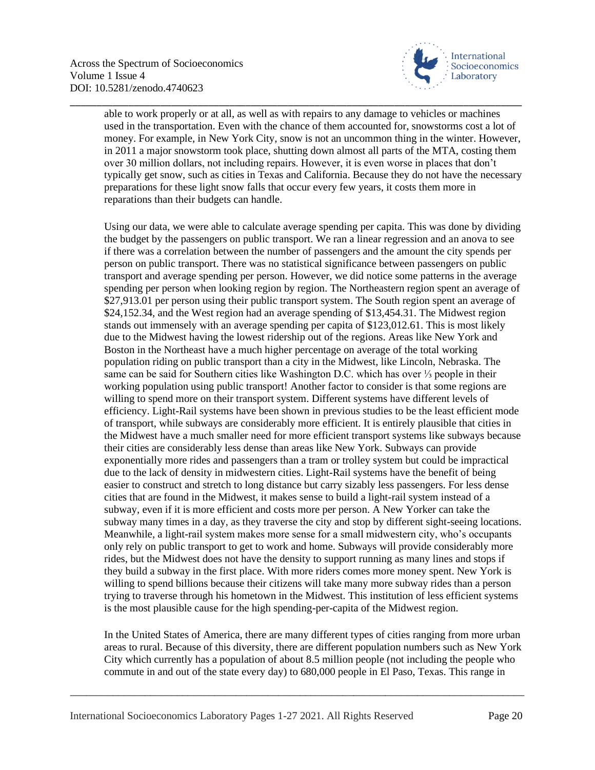able to work properly or at all, as well as with repairs to any damage to vehicles or machines used in the transportation. Even with the chance of them accounted for, snowstorms cost a lot of money. For example, in New York City, snow is not an uncommon thing in the winter. However, in 2011 a major snowstorm took place, shutting down almost all parts of the MTA, costing them over 30 million dollars, not including repairs. However, it is even worse in places that don't typically get snow, such as cities in Texas and California. Because they do not have the necessary preparations for these light snow falls that occur every few years, it costs them more in reparations than their budgets can handle.

Using our data, we were able to calculate average spending per capita. This was done by dividing the budget by the passengers on public transport. We ran a linear regression and an anova to see if there was a correlation between the number of passengers and the amount the city spends per person on public transport. There was no statistical significance between passengers on public transport and average spending per person. However, we did notice some patterns in the average spending per person when looking region by region. The Northeastern region spent an average of $27,913.01 per person using their public transport system. The South region spent an average of $24,152.34, and the West region had an average spending of $13,454.31. The Midwest region stands out immensely with an average spending per capita of $123,012.61. This is most likely due to the Midwest having the lowest ridership out of the regions. Areas like New York and Boston in the Northeast have a much higher percentage on average of the total working population riding on public transport than a city in the Midwest, like Lincoln, Nebraska. The same can be said for Southern cities like Washington D.C. which has over ⅓ people in their working population using public transport! Another factor to consider is that some regions are willing to spend more on their transport system. Different systems have different levels of efficiency. Light-Rail systems have been shown in previous studies to be the least efficient mode of transport, while subways are considerably more efficient. It is entirely plausible that cities in the Midwest have a much smaller need for more efficient transport systems like subways because their cities are considerably less dense than areas like New York. Subways can provide exponentially more rides and passengers than a tram or trolley system but could be impractical due to the lack of density in midwestern cities. Light-Rail systems have the benefit of being easier to construct and stretch to long distance but carry sizably less passengers. For less dense cities that are found in the Midwest, it makes sense to build a light-rail system instead of a subway, even if it is more efficient and costs more per person. A New Yorker can take the subway many times in a day, as they traverse the city and stop by different sight-seeing locations. Meanwhile, a light-rail system makes more sense for a small midwestern city, who's occupants only rely on public transport to get to work and home. Subways will provide considerably more rides, but the Midwest does not have the density to support running as many lines and stops if they build a subway in the first place. With more riders comes more money spent. New York is willing to spend billions because their citizens will take many more subway rides than a person trying to traverse through his hometown in the Midwest. This institution of less efficient systems is the most plausible cause for the high spending-per-capita of the Midwest region.

In the United States of America, there are many different types of cities ranging from more urban areas to rural. Because of this diversity, there are different population numbers such as New York City which currently has a population of about 8.5 million people (not including the people who commute in and out of the state every day) to 680,000 people in El Paso, Texas. This range in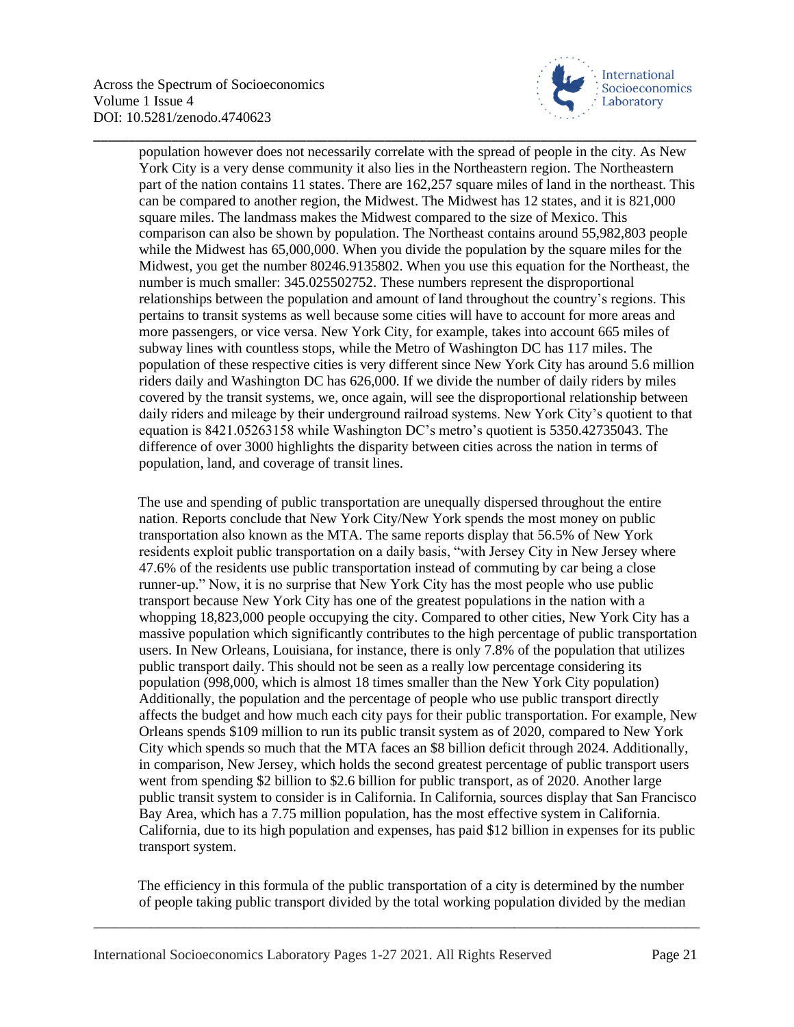population however does not necessarily correlate with the spread of people in the city. As New York City is a very dense community it also lies in the Northeastern region. The Northeastern part of the nation contains 11 states. There are 162,257 square miles of land in the northeast. This can be compared to another region, the Midwest. The Midwest has 12 states, and it is 821,000 square miles. The landmass makes the Midwest compared to the size of Mexico. This comparison can also be shown by population. The Northeast contains around 55,982,803 people while the Midwest has 65,000,000. When you divide the population by the square miles for the Midwest, you get the number 80246.9135802. When you use this equation for the Northeast, the number is much smaller: 345.025502752. These numbers represent the disproportional relationships between the population and amount of land throughout the country's regions. This pertains to transit systems as well because some cities will have to account for more areas and more passengers, or vice versa. New York City, for example, takes into account 665 miles of subway lines with countless stops, while the Metro of Washington DC has 117 miles. The population of these respective cities is very different since New York City has around 5.6 million riders daily and Washington DC has 626,000. If we divide the number of daily riders by miles covered by the transit systems, we, once again, will see the disproportional relationship between daily riders and mileage by their underground railroad systems. New York City's quotient to that equation is 8421.05263158 while Washington DC's metro's quotient is 5350.42735043. The difference of over 3000 highlights the disparity between cities across the nation in terms of population, land, and coverage of transit lines.

The use and spending of public transportation are unequally dispersed throughout the entire nation. Reports conclude that New York City/New York spends the most money on public transportation also known as the MTA. The same reports display that 56.5% of New York residents exploit public transportation on a daily basis, "with Jersey City in New Jersey where 47.6% of the residents use public transportation instead of commuting by car being a close runner-up." Now, it is no surprise that New York City has the most people who use public transport because New York City has one of the greatest populations in the nation with a whopping 18,823,000 people occupying the city. Compared to other cities, New York City has a massive population which significantly contributes to the high percentage of public transportation users. In New Orleans, Louisiana, for instance, there is only 7.8% of the population that utilizes public transport daily. This should not be seen as a really low percentage considering its population (998,000, which is almost 18 times smaller than the New York City population) Additionally, the population and the percentage of people who use public transport directly affects the budget and how much each city pays for their public transportation. For example, New Orleans spends \$109 million to run its public transit system as of 2020, compared to New York City which spends so much that the MTA faces an \$8 billion deficit through 2024. Additionally, in comparison, New Jersey, which holds the second greatest percentage of public transport users went from spending \$2 billion to \$2.6 billion for public transport, as of 2020. Another large public transit system to consider is in California. In California, sources display that San Francisco Bay Area, which has a 7.75 million population, has the most effective system in California. California, due to its high population and expenses, has paid \$12 billion in expenses for its public transport system.

The efficiency in this formula of the public transportation of a city is determined by the number of people taking public transport divided by the total working population divided by the median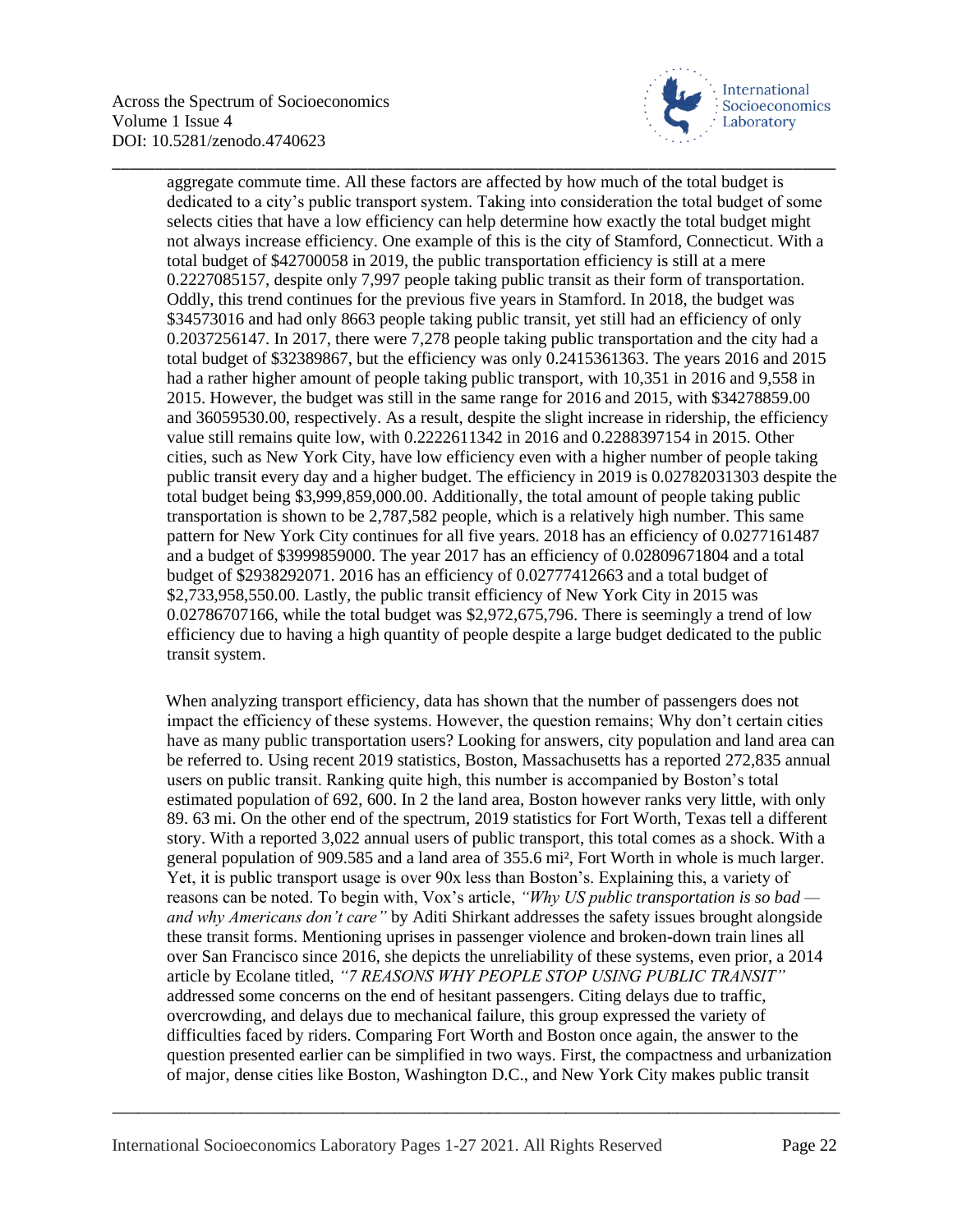aggregate commute time. All these factors are affected by how much of the total budget is dedicated to a city's public transport system. Taking into consideration the total budget of some selects cities that have a low efficiency can help determine how exactly the total budget might not always increase efficiency. One example of this is the city of Stamford, Connecticut. With a total budget of $42700058 in 2019, the public transportation efficiency is still at a mere 0.2227085157, despite only 7,997 people taking public transit as their form of transportation. Oddly, this trend continues for the previous five years in Stamford. In 2018, the budget was $34573016 and had only 8663 people taking public transit, yet still had an efficiency of only 0.2037256147. In 2017, there were 7,278 people taking public transportation and the city had a total budget of $32389867, but the efficiency was only 0.2415361363. The years 2016 and 2015 had a rather higher amount of people taking public transport, with 10,351 in 2016 and 9,558 in 2015. However, the budget was still in the same range for 2016 and 2015, with $34278859.00 and 36059530.00, respectively. As a result, despite the slight increase in ridership, the efficiency value still remains quite low, with 0.2222611342 in 2016 and 0.2288397154 in 2015. Other cities, such as New York City, have low efficiency even with a higher number of people taking public transit every day and a higher budget. The efficiency in 2019 is 0.02782031303 despite the total budget being $3,999,859,000.00. Additionally, the total amount of people taking public transportation is shown to be 2,787,582 people, which is a relatively high number. This same pattern for New York City continues for all five years. 2018 has an efficiency of 0.0277161487 and a budget of $3999859000. The year 2017 has an efficiency of 0.02809671804 and a total budget of $2938292071. 2016 has an efficiency of 0.02777412663 and a total budget of $2,733,958,550.00. Lastly, the public transit efficiency of New York City in 2015 was 0.02786707166, while the total budget was $2,972,675,796. There is seemingly a trend of low efficiency due to having a high quantity of people despite a large budget dedicated to the public transit system.

When analyzing transport efficiency, data has shown that the number of passengers does not impact the efficiency of these systems. However, the question remains; Why don't certain cities have as many public transportation users? Looking for answers, city population and land area can be referred to. Using recent 2019 statistics, Boston, Massachusetts has a reported 272,835 annual users on public transit. Ranking quite high, this number is accompanied by Boston's total estimated population of 692, 600. In 2 the land area, Boston however ranks very little, with only 89. 63 mi. On the other end of the spectrum, 2019 statistics for Fort Worth, Texas tell a different story. With a reported 3,022 annual users of public transport, this total comes as a shock. With a general population of 909.585 and a land area of 355.6 mi², Fort Worth in whole is much larger. Yet, it is public transport usage is over 90x less than Boston's. Explaining this, a variety of reasons can be noted. To begin with, Vox's article, *"Why US public transportation is so bad — and why Americans don't care"* by Aditi Shirkant addresses the safety issues brought alongside these transit forms. Mentioning uprises in passenger violence and broken-down train lines all over San Francisco since 2016, she depicts the unreliability of these systems, even prior, a 2014 article by Ecolane titled, *"7 REASONS WHY PEOPLE STOP USING PUBLIC TRANSIT"* addressed some concerns on the end of hesitant passengers. Citing delays due to traffic, overcrowding, and delays due to mechanical failure, this group expressed the variety of difficulties faced by riders. Comparing Fort Worth and Boston once again, the answer to the question presented earlier can be simplified in two ways. First, the compactness and urbanization of major, dense cities like Boston, Washington D.C., and New York City makes public transit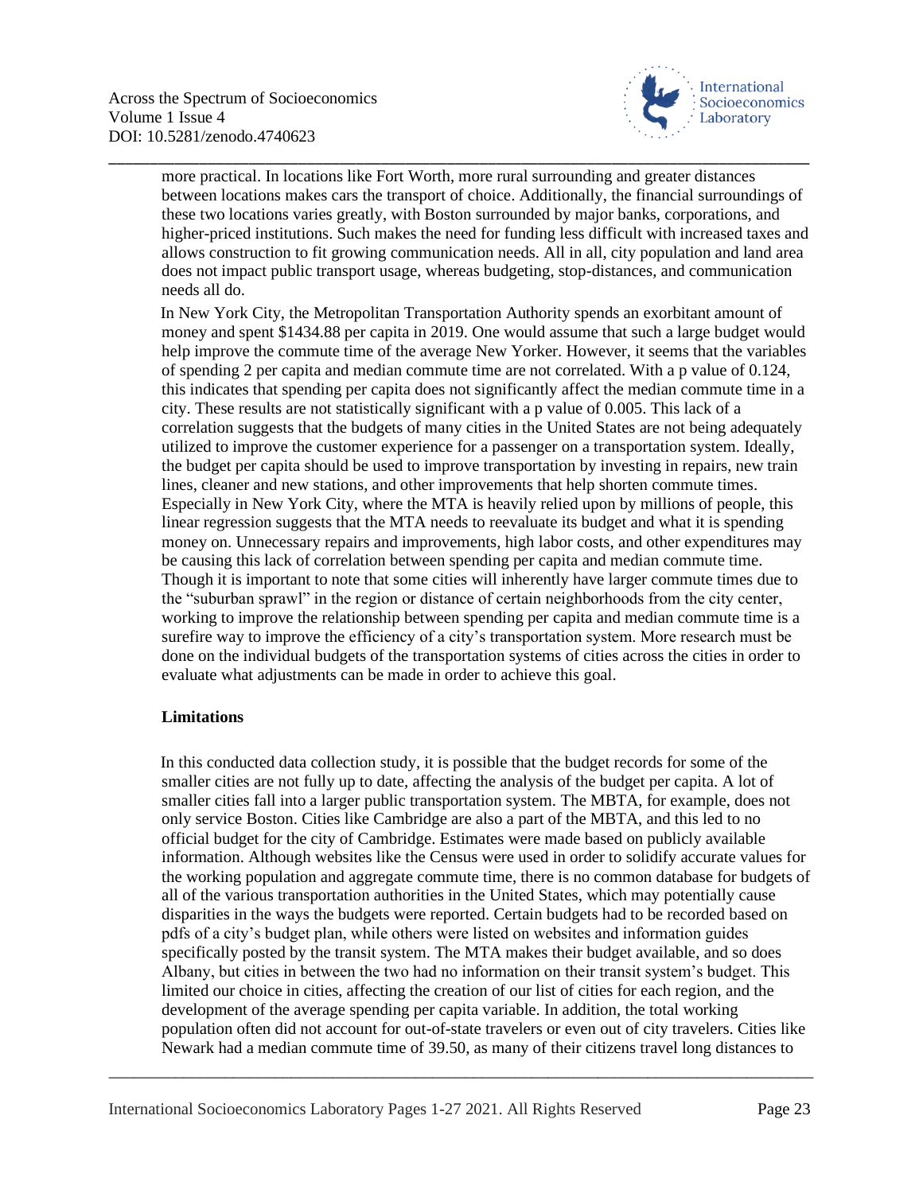more practical. In locations like Fort Worth, more rural surrounding and greater distances between locations makes cars the transport of choice. Additionally, the financial surroundings of these two locations varies greatly, with Boston surrounded by major banks, corporations, and higher-priced institutions. Such makes the need for funding less difficult with increased taxes and allows construction to fit growing communication needs. All in all, city population and land area does not impact public transport usage, whereas budgeting, stop-distances, and communication needs all do.

In New York City, the Metropolitan Transportation Authority spends an exorbitant amount of money and spent \$1434.88 per capita in 2019. One would assume that such a large budget would help improve the commute time of the average New Yorker. However, it seems that the variables of spending 2 per capita and median commute time are not correlated. With a p value of 0.124, this indicates that spending per capita does not significantly affect the median commute time in a city. These results are not statistically significant with a p value of 0.005. This lack of a correlation suggests that the budgets of many cities in the United States are not being adequately utilized to improve the customer experience for a passenger on a transportation system. Ideally, the budget per capita should be used to improve transportation by investing in repairs, new train lines, cleaner and new stations, and other improvements that help shorten commute times. Especially in New York City, where the MTA is heavily relied upon by millions of people, this linear regression suggests that the MTA needs to reevaluate its budget and what it is spending money on. Unnecessary repairs and improvements, high labor costs, and other expenditures may be causing this lack of correlation between spending per capita and median commute time. Though it is important to note that some cities will inherently have larger commute times due to the "suburban sprawl" in the region or distance of certain neighborhoods from the city center, working to improve the relationship between spending per capita and median commute time is a surefire way to improve the efficiency of a city's transportation system. More research must be done on the individual budgets of the transportation systems of cities across the cities in order to evaluate what adjustments can be made in order to achieve this goal.

**Limitations**

In this conducted data collection study, it is possible that the budget records for some of the smaller cities are not fully up to date, affecting the analysis of the budget per capita. A lot of smaller cities fall into a larger public transportation system. The MBTA, for example, does not only service Boston. Cities like Cambridge are also a part of the MBTA, and this led to no official budget for the city of Cambridge. Estimates were made based on publicly available information. Although websites like the Census were used in order to solidify accurate values for the working population and aggregate commute time, there is no common database for budgets of all of the various transportation authorities in the United States, which may potentially cause disparities in the ways the budgets were reported. Certain budgets had to be recorded based on pdfs of a city's budget plan, while others were listed on websites and information guides specifically posted by the transit system. The MTA makes their budget available, and so does Albany, but cities in between the two had no information on their transit system's budget. This limited our choice in cities, affecting the creation of our list of cities for each region, and the development of the average spending per capita variable. In addition, the total working population often did not account for out-of-state travelers or even out of city travelers. Cities like Newark had a median commute time of 39.50, as many of their citizens travel long distances to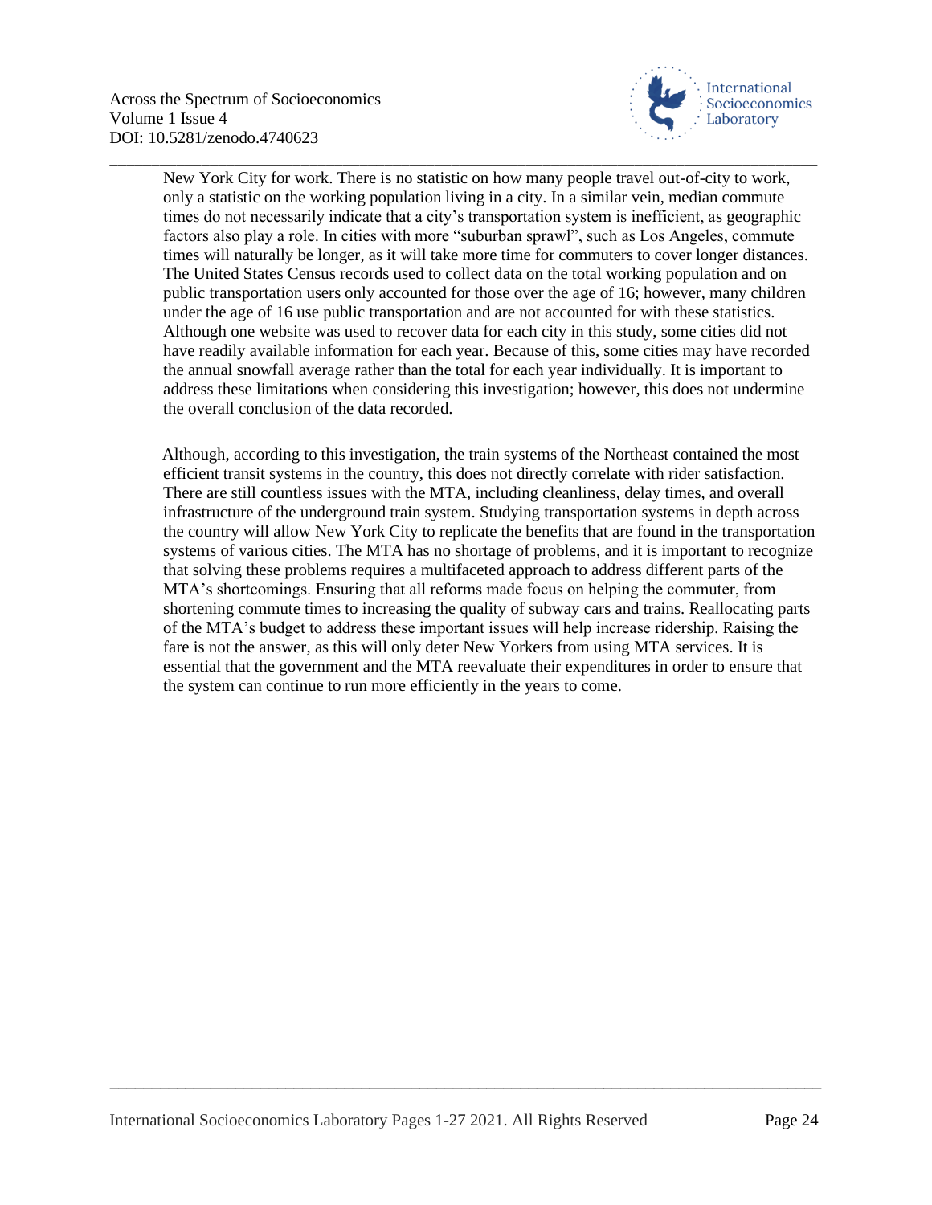New York City for work. There is no statistic on how many people travel out-of-city to work, only a statistic on the working population living in a city. In a similar vein, median commute times do not necessarily indicate that a city's transportation system is inefficient, as geographic factors also play a role. In cities with more "suburban sprawl", such as Los Angeles, commute times will naturally be longer, as it will take more time for commuters to cover longer distances. The United States Census records used to collect data on the total working population and on public transportation users only accounted for those over the age of 16; however, many children under the age of 16 use public transportation and are not accounted for with these statistics. Although one website was used to recover data for each city in this study, some cities did not have readily available information for each year. Because of this, some cities may have recorded the annual snowfall average rather than the total for each year individually. It is important to address these limitations when considering this investigation; however, this does not undermine the overall conclusion of the data recorded.

Although, according to this investigation, the train systems of the Northeast contained the most efficient transit systems in the country, this does not directly correlate with rider satisfaction. There are still countless issues with the MTA, including cleanliness, delay times, and overall infrastructure of the underground train system. Studying transportation systems in depth across the country will allow New York City to replicate the benefits that are found in the transportation systems of various cities. The MTA has no shortage of problems, and it is important to recognize that solving these problems requires a multifaceted approach to address different parts of the MTA's shortcomings. Ensuring that all reforms made focus on helping the commuter, from shortening commute times to increasing the quality of subway cars and trains. Reallocating parts of the MTA's budget to address these important issues will help increase ridership. Raising the fare is not the answer, as this will only deter New Yorkers from using MTA services. It is essential that the government and the MTA reevaluate their expenditures in order to ensure that the system can continue to run more efficiently in the years to come.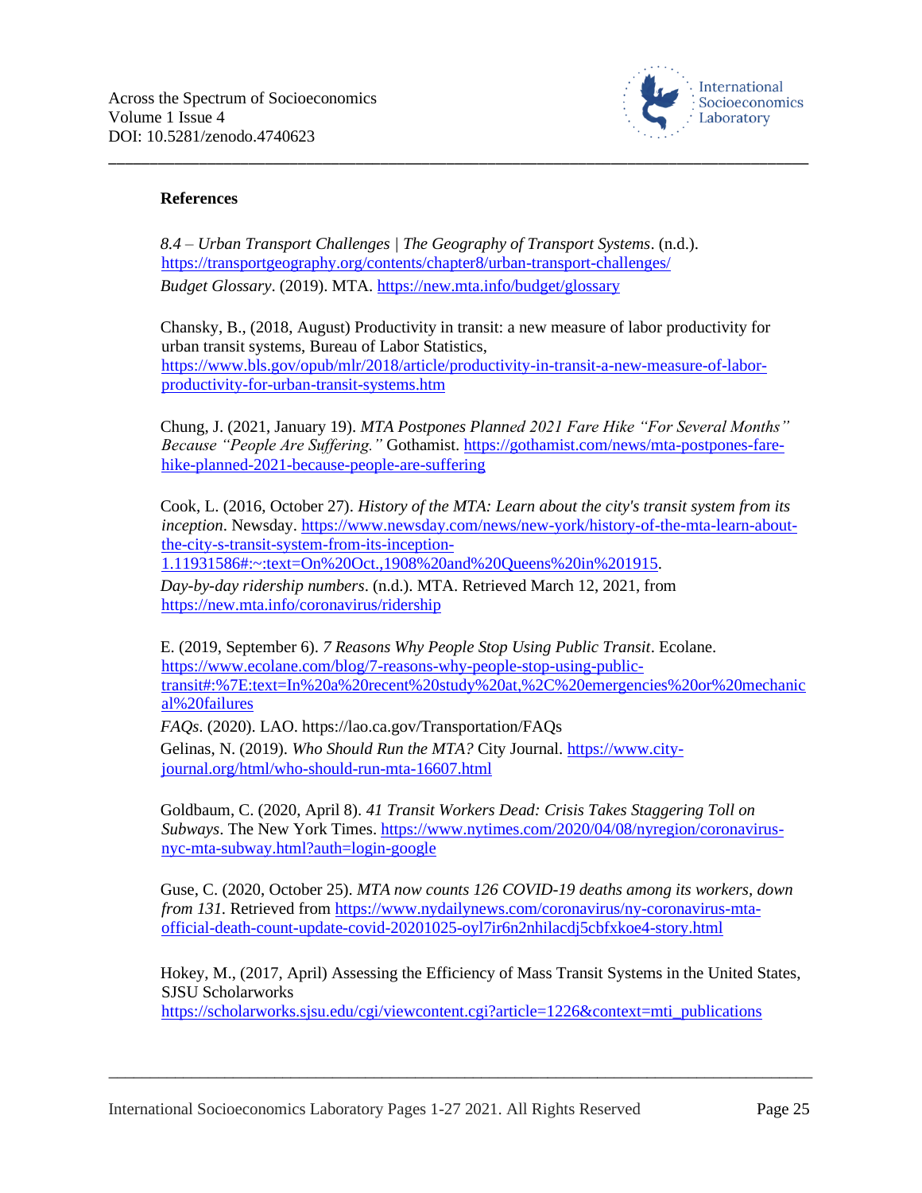## References

*8.4 – Urban Transport Challenges | The Geography of Transport Systems*. (n.d.). https://transportgeography.org/contents/chapter8/urban-transport-challenges/

*Budget Glossary*. (2019). MTA. https://new.mta.info/budget/glossary

Chansky, B., (2018, August) Productivity in transit: a new measure of labor productivity for urban transit systems, Bureau of Labor Statistics, https://www.bls.gov/opub/mlr/2018/article/productivity-in-transit-a-new-measure-of-labor-productivity-for-urban-transit-systems.htm

Chung, J. (2021, January 19). *MTA Postpones Planned 2021 Fare Hike "For Several Months" Because "People Are Suffering."* Gothamist. https://gothamist.com/news/mta-postpones-fare-hike-planned-2021-because-people-are-suffering

Cook, L. (2016, October 27). *History of the MTA: Learn about the city's transit system from its inception*. Newsday. https://www.newsday.com/news/new-york/history-of-the-mta-learn-about-the-city-s-transit-system-from-its-inception-1.11931586#:~:text=On%20Oct.,1908%20and%20Queens%20in%201915.

*Day-by-day ridership numbers*. (n.d.). MTA. Retrieved March 12, 2021, from https://new.mta.info/coronavirus/ridership

E. (2019, September 6). *7 Reasons Why People Stop Using Public Transit*. Ecolane. https://www.ecolane.com/blog/7-reasons-why-people-stop-using-public-transit#:%7E:text=In%20a%20recent%20study%20at,%2C%20emergencies%20or%20mechanical%20failures

*FAQs*. (2020). LAO. https://lao.ca.gov/Transportation/FAQs

Gelinas, N. (2019). *Who Should Run the MTA?* City Journal. https://www.city-journal.org/html/who-should-run-mta-16607.html

Goldbaum, C. (2020, April 8). *41 Transit Workers Dead: Crisis Takes Staggering Toll on Subways*. The New York Times. https://www.nytimes.com/2020/04/08/nyregion/coronavirus-nyc-mta-subway.html?auth=login-google

Guse, C. (2020, October 25). *MTA now counts 126 COVID-19 deaths among its workers, down from 131*. Retrieved from https://www.nydailynews.com/coronavirus/ny-coronavirus-mta-official-death-count-update-covid-20201025-oyl7ir6n2nhilacdj5cbfxkoe4-story.html

Hokey, M., (2017, April) Assessing the Efficiency of Mass Transit Systems in the United States, SJSU Scholarworks https://scholarworks.sjsu.edu/cgi/viewcontent.cgi?article=1226&context=mti_publications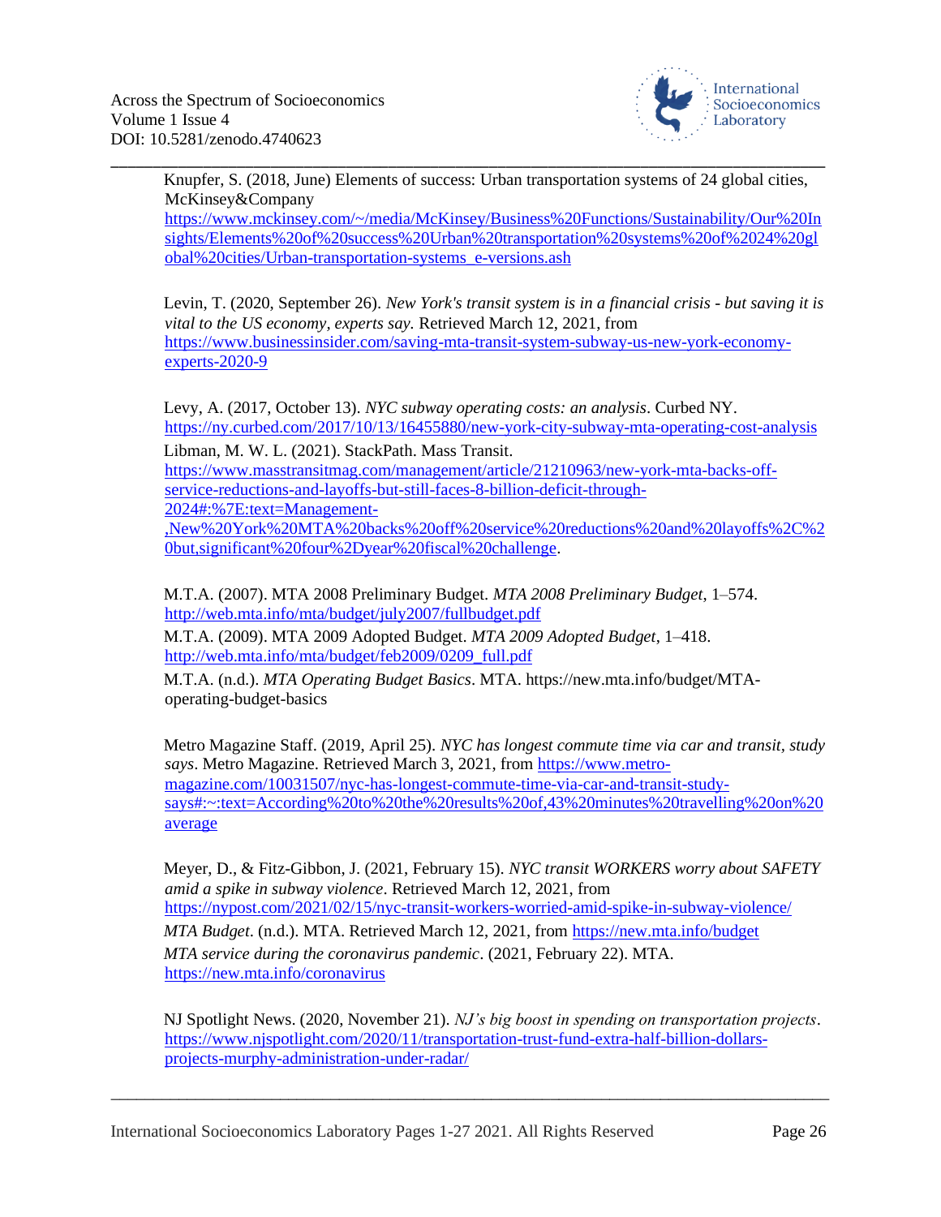Knupfer, S. (2018, June) Elements of success: Urban transportation systems of 24 global cities, McKinsey&Company https://www.mckinsey.com/~/media/McKinsey/Business%20Functions/Sustainability/Our%20Insights/Elements%20of%20success%20Urban%20transportation%20systems%20of%2024%20global%20cities/Urban-transportation-systems_e-versions.ash

Levin, T. (2020, September 26). *New York's transit system is in a financial crisis - but saving it is vital to the US economy, experts say.* Retrieved March 12, 2021, from https://www.businessinsider.com/saving-mta-transit-system-subway-us-new-york-economy-experts-2020-9

Levy, A. (2017, October 13). *NYC subway operating costs: an analysis*. Curbed NY. https://ny.curbed.com/2017/10/13/16455880/new-york-city-subway-mta-operating-cost-analysis

Libman, M. W. L. (2021). StackPath. Mass Transit. https://www.masstransitmag.com/management/article/21210963/new-york-mta-backs-off-service-reductions-and-layoffs-but-still-faces-8-billion-deficit-through-2024#:%7E:text=Management-,New%20York%20MTA%20backs%20off%20service%20reductions%20and%20layoffs%2C%20but,significant%20four%2Dyear%20fiscal%20challenge.

M.T.A. (2007). MTA 2008 Preliminary Budget. *MTA 2008 Preliminary Budget*, 1–574. http://web.mta.info/mta/budget/july2007/fullbudget.pdf

M.T.A. (2009). MTA 2009 Adopted Budget. *MTA 2009 Adopted Budget*, 1–418. http://web.mta.info/mta/budget/feb2009/0209_full.pdf

M.T.A. (n.d.). *MTA Operating Budget Basics*. MTA. https://new.mta.info/budget/MTA-operating-budget-basics

Metro Magazine Staff. (2019, April 25). *NYC has longest commute time via car and transit, study says*. Metro Magazine. Retrieved March 3, 2021, from https://www.metro-magazine.com/10031507/nyc-has-longest-commute-time-via-car-and-transit-study-says#:~:text=According%20to%20the%20results%20of,43%20minutes%20travelling%20on%20average

Meyer, D., & Fitz-Gibbon, J. (2021, February 15). *NYC transit WORKERS worry about SAFETY amid a spike in subway violence*. Retrieved March 12, 2021, from https://nypost.com/2021/02/15/nyc-transit-workers-worried-amid-spike-in-subway-violence/

*MTA Budget*. (n.d.). MTA. Retrieved March 12, 2021, from https://new.mta.info/budget

*MTA service during the coronavirus pandemic*. (2021, February 22). MTA. https://new.mta.info/coronavirus

NJ Spotlight News. (2020, November 21). *NJ's big boost in spending on transportation projects*. https://www.njspotlight.com/2020/11/transportation-trust-fund-extra-half-billion-dollars-projects-murphy-administration-under-radar/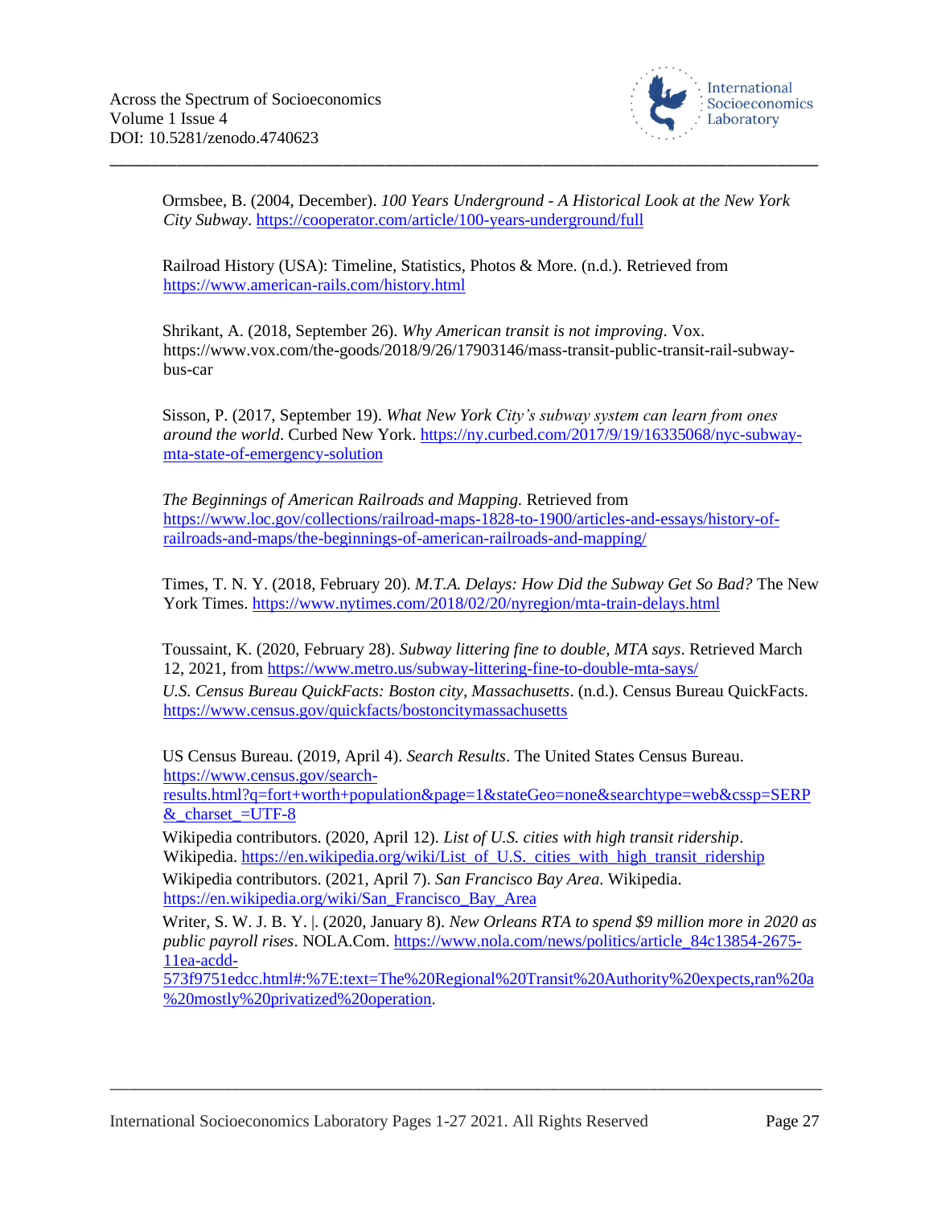Ormsbee, B. (2004, December). *100 Years Underground - A Historical Look at the New York City Subway*. https://cooperator.com/article/100-years-underground/full

Railroad History (USA): Timeline, Statistics, Photos & More. (n.d.). Retrieved from https://www.american-rails.com/history.html

Shrikant, A. (2018, September 26). *Why American transit is not improving*. Vox. https://www.vox.com/the-goods/2018/9/26/17903146/mass-transit-public-transit-rail-subway-bus-car

Sisson, P. (2017, September 19). *What New York City's subway system can learn from ones around the world*. Curbed New York. https://ny.curbed.com/2017/9/19/16335068/nyc-subway-mta-state-of-emergency-solution

*The Beginnings of American Railroads and Mapping.* Retrieved from https://www.loc.gov/collections/railroad-maps-1828-to-1900/articles-and-essays/history-of-railroads-and-maps/the-beginnings-of-american-railroads-and-mapping/

Times, T. N. Y. (2018, February 20). *M.T.A. Delays: How Did the Subway Get So Bad?* The New York Times. https://www.nytimes.com/2018/02/20/nyregion/mta-train-delays.html

Toussaint, K. (2020, February 28). *Subway littering fine to double, MTA says*. Retrieved March 12, 2021, from https://www.metro.us/subway-littering-fine-to-double-mta-says/

*U.S. Census Bureau QuickFacts: Boston city, Massachusetts*. (n.d.). Census Bureau QuickFacts. https://www.census.gov/quickfacts/bostoncitymassachusetts

US Census Bureau. (2019, April 4). *Search Results*. The United States Census Bureau. https://www.census.gov/search-results.html?q=fort+worth+population&page=1&stateGeo=none&searchtype=web&cssp=SERP&_charset_=UTF-8

Wikipedia contributors. (2020, April 12). *List of U.S. cities with high transit ridership*. Wikipedia. https://en.wikipedia.org/wiki/List_of_U.S._cities_with_high_transit_ridership

Wikipedia contributors. (2021, April 7). *San Francisco Bay Area*. Wikipedia. https://en.wikipedia.org/wiki/San_Francisco_Bay_Area

Writer, S. W. J. B. Y. |. (2020, January 8). *New Orleans RTA to spend $9 million more in 2020 as public payroll rises*. NOLA.Com. https://www.nola.com/news/politics/article_84c13854-2675-11ea-acdd-573f9751edcc.html#:%7E:text=The%20Regional%20Transit%20Authority%20expects,ran%20a%20mostly%20privatized%20operation.